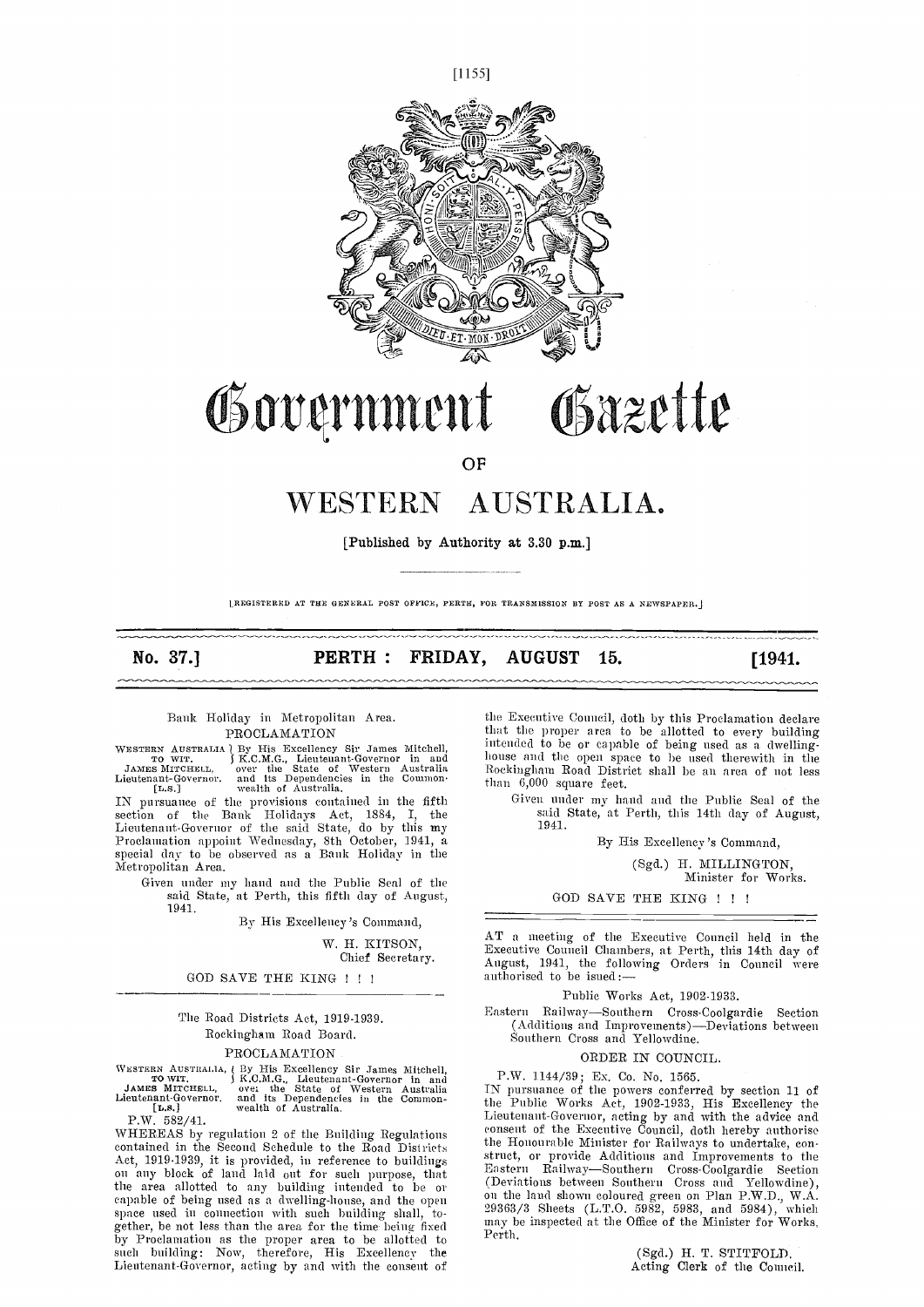# Government Gazette

## OF

# WESTERN AUSTRALIA.

[Published by Authority at 3.30 p.m.]

[REGISTERED AT THE GENERAL POST OFFICE, PERTH, FOR TRANSMISSION BY POST AS A NEWSPAPER.]

**No. 37.] PERTH: FRIDAY, AUGUST 15. [1941.**

Bank Holiday in Metropolitan Area.

PROCLAMATION

WESTERN AUSTRALIA, TO WIT. JAMES MITCHELL, Lieutenant-Governor. [L.S.] } By His Excellency Sir James Mitchell, K.C.M.G., Lieutenant-Governor in and over the State of Western Australia and its Dependencies in the Commonwealth of Australia.

IN pursuance of the provisions contained in the fifth section of the Bank Holidays Act, 1884, I, the Lieutenant-Governor of the said State, do by this my Proclamation appoint Wednesday, 8th October, 1941, a special day to be observed as a Bank Holiday in the Metropolitan Area.

Given under my hand and the Public Seal of the said State, at Perth, this fifth day of August, 1941.

By His Excellency's Command,

W. H. KITSON,
Chief Secretary.

GOD SAVE THE KING ! ! !

---

The Road Districts Act, 1919-1939.

Rockingham Road Board.

PROCLAMATION

WESTERN AUSTRALIA, TO WIT. JAMES MITCHELL, Lieutenant-Governor. [L.S.] } By His Excellency Sir James Mitchell, K.C.M.G., Lieutenant-Governor in and over the State of Western Australia and its Dependencies in the Commonwealth of Australia.

P.W. 582/41.

WHEREAS by regulation 2 of the Building Regulations contained in the Second Schedule to the Road Districts Act, 1919-1939, it is provided, in reference to buildings on any block of land laid out for such purpose, that the area allotted to any building intended to be or capable of being used as a dwelling-house, and the open space used in connection with such building shall, together, be not less than the area for the time being fixed by Proclamation as the proper area to be allotted to such building: Now, therefore, His Excellency the Lieutenant-Governor, acting by and with the consent of the Executive Council, doth by this Proclamation declare that the proper area to be allotted to every building intended to be or capable of being used as a dwelling-house and the open space to be used therewith in the Rockingham Road District shall be an area of not less than 6,000 square feet.

Given under my hand and the Public Seal of the said State, at Perth, this 14th day of August, 1941.

By His Excellency's Command,

(Sgd.) H. MILLINGTON,
Minister for Works.

GOD SAVE THE KING ! ! !

---

AT a meeting of the Executive Council held in the Executive Council Chambers, at Perth, this 14th day of August, 1941, the following Orders in Council were authorised to be issued:—

Public Works Act, 1902-1933.

Eastern Railway—Southern Cross-Coolgardie Section (Additions and Improvements)—Deviations between Southern Cross and Yellowdine.

ORDER IN COUNCIL.

P.W. 1144/39; Ex. Co. No. 1565.

IN pursuance of the powers conferred by section 11 of the Public Works Act, 1902-1933, His Excellency the Lieutenant-Governor, acting by and with the advice and consent of the Executive Council, doth hereby authorise the Honourable Minister for Railways to undertake, construct, or provide Additions and Improvements to the Eastern Railway—Southern Cross-Coolgardie Section (Deviations between Southern Cross and Yellowdine), on the land shown coloured green on Plan P.W.D., W.A. 29363/3 Sheets (L.T.O. 5982, 5983, and 5984), which may be inspected at the Office of the Minister for Works, Perth.

(Sgd.) H. T. STITFOLD,
Acting Clerk of the Council.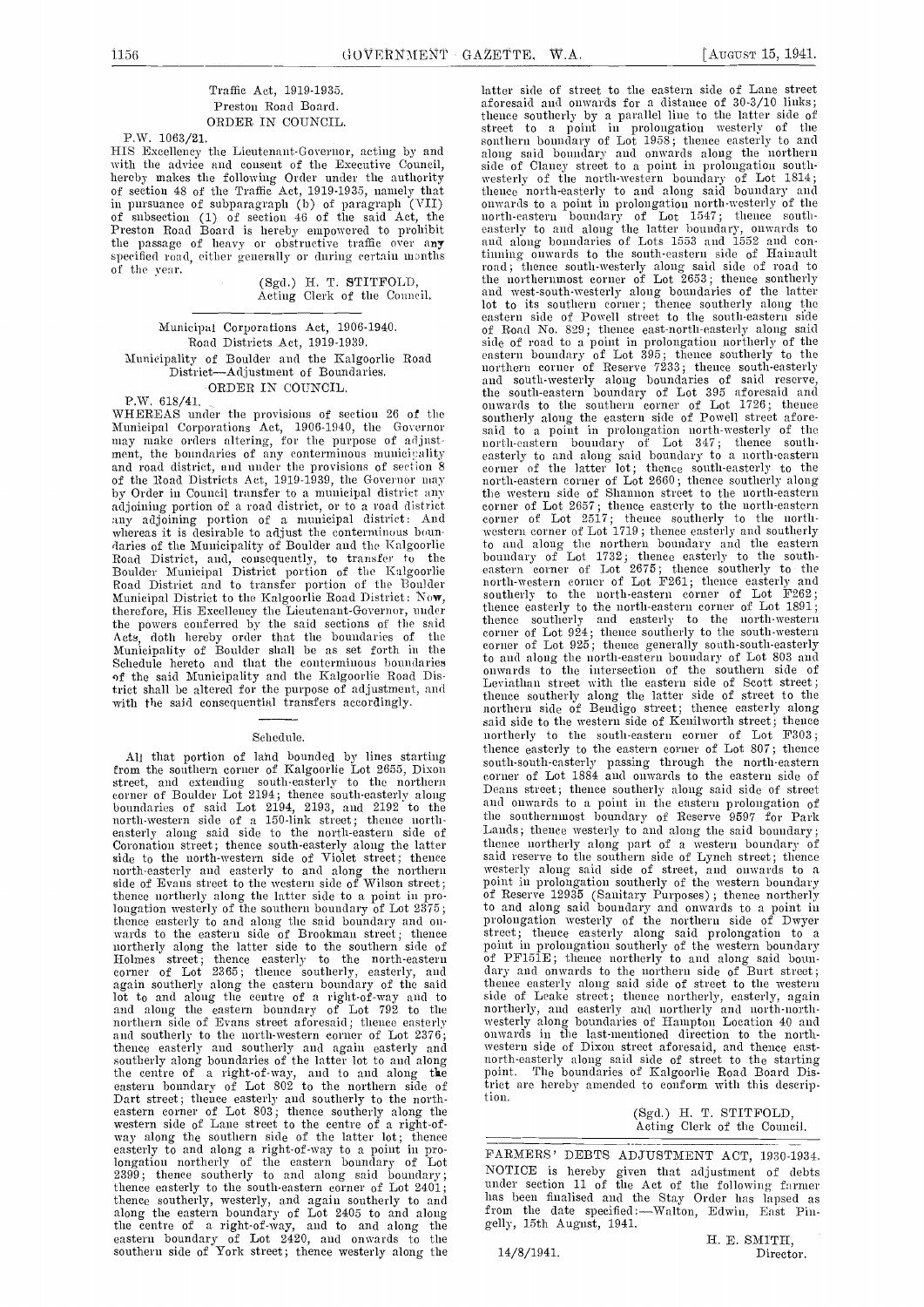Traffic Act, 1919-1935.

Preston Road Board.

ORDER IN COUNCIL.

P.W. 1063/21.

HIS Excellency the Lieutenant-Governor, acting by and with the advice and consent of the Executive Council, hereby makes the following Order under the authority of section 48 of the Traffic Act, 1919-1935, namely that in pursuance of subparagraph (b) of paragraph (VII) of subsection (1) of section 46 of the said Act, the Preston Road Board is hereby empowered to prohibit the passage of heavy or obstructive traffic over any specified road, either generally or during certain months of the year.

(Sgd.) H. T. STITFOLD,
Acting Clerk of the Council.

---

Municipal Corporations Act, 1906-1940.

Road Districts Act, 1919-1939.

Municipality of Boulder and the Kalgoorlie Road District—Adjustment of Boundaries.

ORDER IN COUNCIL.

P.W. 618/41.

WHEREAS under the provisions of section 26 of the Municipal Corporations Act, 1906-1940, the Governor may make orders altering, for the purpose of adjustment, the boundaries of any conterminous municipality and road district, and under the provisions of section 8 of the Road Districts Act, 1919-1939, the Governor may by Order in Council transfer to a municipal district any adjoining portion of a road district, or to a road district any adjoining portion of a municipal district: And whereas it is desirable to adjust the conterminous boundaries of the Municipality of Boulder and the Kalgoorlie Road District, and, consequently, to transfer to the Boulder Municipal District portion of the Kalgoorlie Road District and to transfer portion of the Boulder Municipal District to the Kalgoorlie Road District: Now, therefore, His Excellency the Lieutenant-Governor, under the powers conferred by the said sections of the said Acts, doth hereby order that the boundaries of the Municipality of Boulder shall be as set forth in the Schedule hereto and that the conterminous boundaries of the said Municipality and the Kalgoorlie Road District shall be altered for the purpose of adjustment, and with the said consequential transfers accordingly.

Schedule.

All that portion of land bounded by lines starting from the southern corner of Kalgoorlie Lot 2655, Dixon street, and extending south-easterly to the northern corner of Boulder Lot 2194; thence south-easterly along boundaries of said Lot 2194, 2193, and 2192 to the north-western side of a 150-link street; thence north-easterly along said side to the north-eastern side of Coronation street; thence south-easterly along the latter side to the north-western side of Violet street; thence north-easterly and easterly to and along the northern side of Evans street to the western side of Wilson street; thence northerly along the latter side to a point in prolongation westerly of the southern boundary of Lot 2375; thence easterly to and along the said boundary and onwards to the eastern side of Brookman street; thence northerly along the latter side to the southern side of Holmes street; thence easterly to the north-eastern corner of Lot 2365; thence southerly, easterly, and again southerly along the eastern boundary of the said lot to and along the centre of a right-of-way and to and along the eastern boundary of Lot 792 to the northern side of Evans street aforesaid; thence easterly and southerly to the north-western corner of Lot 2376; thence easterly and southerly and again easterly and southerly along boundaries of the latter lot to and along the centre of a right-of-way, and to and along the eastern boundary of Lot 802 to the northern side of Dart street; thence easterly and southerly to the north-eastern corner of Lot 803; thence southerly along the western side of Lane street to the centre of a right-of-way along the southern side of the latter lot; thence easterly to and along a right-of-way to a point in prolongation northerly of the eastern boundary of Lot 2399; thence southerly to and along said boundary; thence easterly to the south-eastern corner of Lot 2401; thence southerly, westerly, and again southerly to and along the eastern boundary of Lot 2405 to and along the centre of a right-of-way, and to and along the eastern boundary of Lot 2420, and onwards to the southern side of York street; thence westerly along the latter side of street to the eastern side of Lane street aforesaid and onwards for a distance of 30-3/10 links; thence southerly by a parallel line to the latter side of street to a point in prolongation westerly of the southern boundary of Lot 1958; thence easterly to and along said boundary and onwards along the northern side of Clancy street to a point in prolongation south-westerly of the north-western boundary of Lot 1814; thence north-easterly to and along said boundary and onwards to a point in prolongation north-westerly of the north-eastern boundary of Lot 1547; thence south-easterly to and along the latter boundary, onwards to and along boundaries of Lots 1553 and 1552 and continuing onwards to the south-eastern side of Hainault road; thence south-westerly along said side of road to the northernmost corner of Lot 2653; thence southerly and west-south-westerly along boundaries of the latter lot to its southern corner; thence southerly along the eastern side of Powell street to the south-eastern side of Road No. 829; thence east-north-easterly along said side of road to a point in prolongation northerly of the eastern boundary of Lot 395; thence southerly to the northern corner of Reserve 7233; thence south-easterly and south-westerly along boundaries of said reserve, the south-eastern boundary of Lot 395 aforesaid and onwards to the southern corner of Lot 1726; thence southerly along the eastern side of Powell street aforesaid to a point in prolongation north-westerly of the north-eastern boundary of Lot 347; thence south-easterly to and along said boundary to a north-eastern corner of the latter lot; thence south-easterly to the north-eastern corner of Lot 2660; thence southerly along the western side of Shannon street to the north-eastern corner of Lot 2657; thence easterly to the north-eastern corner of Lot 2517; thence southerly to the north-western corner of Lot 1719; thence easterly and southerly to and along the northern boundary and the eastern boundary of Lot 1732; thence easterly to the south-eastern corner of Lot 2675; thence southerly to the north-western corner of Lot F261; thence easterly and southerly to the north-eastern corner of Lot F262; thence easterly to the north-eastern corner of Lot 1891; thence southerly and easterly to the north-western corner of Lot 924; thence southerly to the south-western corner of Lot 925; thence generally south-south-easterly to and along the north-eastern boundary of Lot 803 and onwards to the intersection of the southern side of Leviathan street with the eastern side of Scott street; thence southerly along the latter side of street to the northern side of Bendigo street; thence easterly along said side to the western side of Kenilworth street; thence northerly to the south-eastern corner of Lot F303; thence easterly to the eastern corner of Lot 807; thence south-south-easterly passing through the north-eastern corner of Lot 1884 and onwards to the eastern side of Deans street; thence southerly along said side of street and onwards to a point in the eastern prolongation of the southernmost boundary of Reserve 9597 for Park Lands; thence westerly to and along the said boundary; thence northerly along part of a western boundary of said reserve to the southern side of Lynch street; thence westerly along said side of street, and onwards to a point in prolongation southerly of the western boundary of Reserve 12935 (Sanitary Purposes); thence northerly to and along said boundary and onwards to a point in prolongation westerly of the northern side of Dwyer street; thence easterly along said prolongation to a point in prolongation southerly of the western boundary of PF151E; thence northerly to and along said boundary and onwards to the northern side of Burt street; thence easterly along said side of street to the western side of Leake street; thence northerly, easterly, again northerly, and easterly and northerly and north-north-westerly along boundaries of Hampton Location 40 and onwards in the last-mentioned direction to the north-western side of Dixon street aforesaid, and thence east-north-easterly along said side of street to the starting point. The boundaries of Kalgoorlie Road Board District are hereby amended to conform with this description.

(Sgd.) H. T. STITFOLD,
Acting Clerk of the Council.

---

FARMERS' DEBTS ADJUSTMENT ACT, 1930-1934.

NOTICE is hereby given that adjustment of debts under section 11 of the Act of the following farmer has been finalised and the Stay Order has lapsed as from the date specified:—Walton, Edwin, East Pingelly, 15th August, 1941.

H. E. SMITH,
Director.

14/8/1941.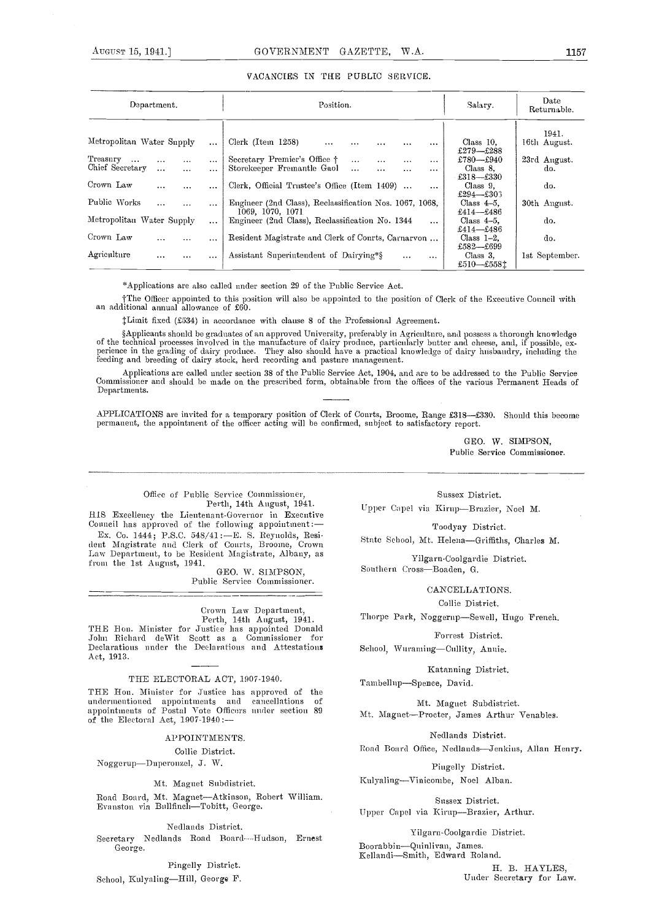## VACANCIES IN THE PUBLIC SERVICE.

| Department. | Position. | Salary. | Date Returnable. |
|---|---|---|---|
| | | | 1941. |
| Metropolitan Water Supply ... | Clerk (Item 1258) ... ... ... ... ... | Class 10, £279—£288 | 16th August. |
| Treasury ... ... ... ... | Secretary Premier's Office † ... ... ... | £780—£940 | 23rd August. |
| Chief Secretary ... ... ... | Storekeeper Fremantle Gaol ... ... ... ... | Class 8, £318—£330 | do. |
| Crown Law ... ... ... | Clerk, Official Trustee's Office (Item 1409) ... ... | Class 9, £294—£303 | do. |
| Public Works ... ... ... | Engineer (2nd Class), Reclassification Nos. 1067, 1068, 1069, 1070, 1071 | Class 4–5, £414—£486 | 30th August. |
| Metropolitan Water Supply ... | Engineer (2nd Class), Reclassification No. 1344 ... | Class 4–5, £414—£486 | do. |
| Crown Law ... ... ... | Resident Magistrate and Clerk of Courts, Carnarvon ... | Class 1–2, £582—£699 | do. |
| Agriculture ... ... ... | Assistant Superintendent of Dairying*§ ... ... | Class 3, £510—£558‡ | 1st September. |

*Applications are also called under section 29 of the Public Service Act.

†The Officer appointed to this position will also be appointed to the position of Clerk of the Executive Council with an additional annual allowance of £60.

‡Limit fixed (£534) in accordance with clause 8 of the Professional Agreement.

§Applicants should be graduates of an approved University, preferably in Agriculture, and possess a thorough knowledge of the technical processes involved in the manufacture of dairy produce, particularly butter and cheese, and, if possible, experience in the grading of dairy produce. They also should have a practical knowledge of dairy husbandry, including the feeding and breeding of dairy stock, herd recording and pasture management.

Applications are called under section 38 of the Public Service Act, 1904, and are to be addressed to the Public Service Commissioner and should be made on the prescribed form, obtainable from the offices of the various Permanent Heads of Departments.

APPLICATIONS are invited for a temporary position of Clerk of Courts, Broome, Range £318—£330. Should this become permanent, the appointment of the officer acting will be confirmed, subject to satisfactory report.

GEO. W. SIMPSON,
Public Service Commissioner.

---

Office of Public Service Commissioner,
Perth, 14th August, 1941.

HIS Excellency the Lieutenant-Governor in Executive Council has approved of the following appointment:—

Ex. Co. 1444; P.S.C. 548/41:—E. S. Reynolds, Resident Magistrate and Clerk of Courts, Broome, Crown Law Department, to be Resident Magistrate, Albany, as from the 1st August, 1941.

GEO. W. SIMPSON,
Public Service Commissioner.

---

Crown Law Department,
Perth, 14th August, 1941.

THE Hon. Minister for Justice has appointed Donald John Richard deWit Scott as a Commissioner for Declarations under the Declarations and Attestations Act, 1913.

---

### THE ELECTORAL ACT, 1907-1940.

THE Hon. Minister for Justice has approved of the undermentioned appointments and cancellations of appointments of Postal Vote Officers under section 89 of the Electoral Act, 1907-1940:—

#### APPOINTMENTS.

Collie District.

Noggerup—Duperouzel, J. W.

Mt. Magnet Subdistrict.

Road Board, Mt. Magnet—Atkinson, Robert William.
Evanston via Bullfinch—Tobitt, George.

Nedlands District.

Secretary Nedlands Road Board—Hudson, Ernest George.

Pingelly District.

School, Kulyaling—Hill, George F.

Sussex District.

Upper Capel via Kirup—Brazier, Noel M.

Toodyay District.

State School, Mt. Helena—Griffiths, Charles M.

Yilgarn-Coolgardie District.

Southern Cross—Boaden, G.

#### CANCELLATIONS.

Collie District.

Thorpe Park, Noggerup—Sewell, Hugo French.

Forrest District.

School, Wuraming—Cullity, Annie.

Katanning District.

Tambellup—Spence, David.

Mt. Magnet Subdistrict.

Mt. Magnet—Procter, James Arthur Venables.

Nedlands District.

Road Board Office, Nedlands—Jenkins, Allan Henry.

Pingelly District.

Kulyaling—Vinicombe, Noel Alban.

Sussex District.

Upper Capel via Kirup—Brazier, Arthur.

Yilgarn-Coolgardie District.

Boorabbin—Quinlivan, James.
Kellandi—Smith, Edward Roland.

H. B. HAYLES,
Under Secretary for Law.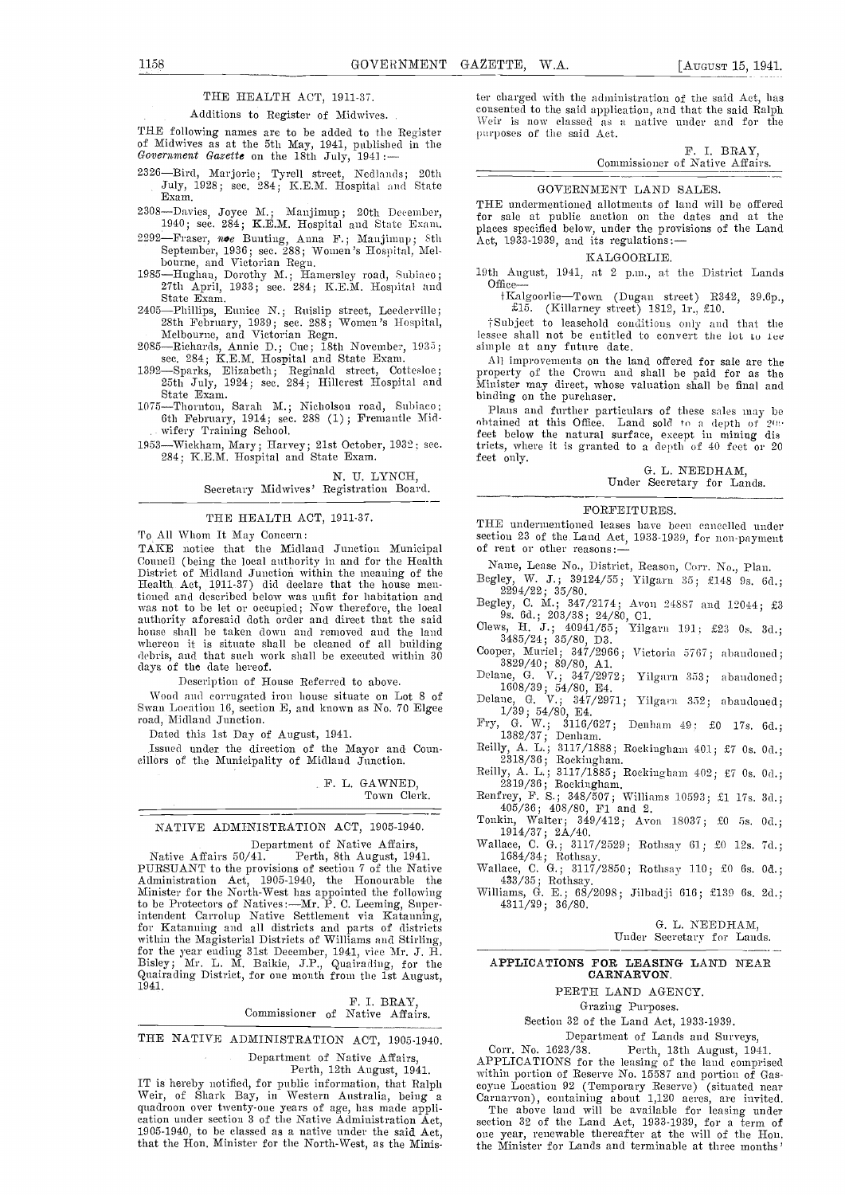## THE HEALTH ACT, 1911-37.

### Additions to Register of Midwives.

THE following names are to be added to the Register of Midwives as at the 5th May, 1941, published in the *Government Gazette* on the 18th July, 1941:—

2326—Bird, Marjorie; Tyrell street, Nedlands; 20th July, 1928; sec. 284; K.E.M. Hospital and State Exam.

2308—Davies, Joyce M.; Manjimup; 20th December, 1940; sec. 284; K.E.M. Hospital and State Exam.

2292—Fraser, *nee* Bunting, Anna F.; Manjimup; 8th September, 1936; sec. 288; Women's Hospital, Melbourne, and Victorian Regn.

1985—Hughan, Dorothy M.; Hamersley street, Subiaco; 27th April, 1933; sec. 284; K.E.M. Hospital and State Exam.

2405—Phillips, Eunice N.; Ruislip street, Leederville; 28th February, 1939; sec. 288; Women's Hospital, Melbourne, and Victorian Regn.

2085—Richards, Annie D.; Cue; 18th November, 1935; sec. 284; K.E.M. Hospital and State Exam.

1392—Sparks, Elizabeth; Reginald street, Cottesloe; 25th July, 1924; sec. 284; Hillcrest Hospital and State Exam.

1075—Thornton, Sarah M.; Nicholson road, Subiaco; 6th February, 1914; sec. 288 (1); Fremantle Midwifery Training School.

1953—Wickham, Mary; Harvey; 21st October, 1932; sec. 284; K.E.M. Hospital and State Exam.

N. U. LYNCH,
Secretary Midwives' Registration Board.

---

## THE HEALTH ACT, 1911-37.

To All Whom It May Concern:

TAKE notice that the Midland Junction Municipal Council (being the local authority in and for the Health District of Midland Junction within the meaning of the Health Act, 1911-37) did declare that the house mentioned and described below was unfit for habitation and was not to be let or occupied; Now therefore, the local authority aforesaid doth order and direct that the said house shall be taken down and removed and the land whereon it is situate shall be cleaned of all building debris, and that such work shall be executed within 30 days of the date hereof.

Description of House Referred to above.

Wood and corrugated iron house situate on Lot 8 of Swan Location 16, section E, and known as No. 70 Elgee road, Midland Junction.

Dated this 1st Day of August, 1941.

Issued under the direction of the Mayor and Councillors of the Municipality of Midland Junction.

F. L. GAWNED,
Town Clerk.

---

## NATIVE ADMINISTRATION ACT, 1905-1940.

Department of Native Affairs,
Native Affairs 50/41. Perth, 8th August, 1941.

PURSUANT to the provisions of section 7 of the Native Administration Act, 1905-1940, the Honourable the Minister for the North-West has appointed the following to be Protectors of Natives:—Mr. P. C. Leeming, Superintendent Carrolup Native Settlement via Katanning, for Katanning and all districts and parts of districts within the Magisterial Districts of Williams and Stirling, for the year ending 31st December, 1941, vice Mr. J. H. Bisley; Mr. L. M. Baikie, J.P., Quairading, for the Quairading District, for one month from the 1st August, 1941.

F. I. BRAY,
Commissioner of Native Affairs.

---

## THE NATIVE ADMINISTRATION ACT, 1905-1940.

Department of Native Affairs,
Perth, 12th August, 1941.

IT is hereby notified, for public information, that Ralph Weir, of Shark Bay, in Western Australia, being a quadroon over twenty-one years of age, has made application under section 3 of the Native Administration Act, 1905-1940, to be classed as a native under the said Act, that the Hon. Minister for the North-West, as the Minister charged with the administration of the said Act, has consented to the said application, and that the said Ralph Weir is now classed as a native under and for the purposes of the said Act.

F. I. BRAY,
Commissioner of Native Affairs.

---

## GOVERNMENT LAND SALES.

THE undermentioned allotments of land will be offered for sale at public auction on the dates and at the places specified below, under the provisions of the Land Act, 1933-1939, and its regulations:—

### KALGOORLIE.

19th August, 1941, at 2 p.m., at the District Lands Office—

†Kalgoorlie—Town (Dugan street) R342, 39.6p., £15. (Killarney street) 1812, 1r., £10.

†Subject to leasehold conditions only and that the lessee shall not be entitled to convert the lot to fee simple at any future date.

All improvements on the land offered for sale are the property of the Crown and shall be paid for as the Minister may direct, whose valuation shall be final and binding on the purchaser.

Plans and further particulars of these sales may be obtained at this Office. Land sold to a depth of 200 feet below the natural surface, except in mining districts, where it is granted to a depth of 40 feet or 20 feet only.

G. L. NEEDHAM,
Under Secretary for Lands.

---

## FORFEITURES.

THE undermentioned leases have been cancelled under section 23 of the Land Act, 1933-1939, for non-payment of rent or other reasons:—

Name, Lease No., District, Reason, Corr. No., Plan.

Begley, W. J.; 39124/55; Yilgarn 35; £148 9s. 6d.; 2294/22; 35/80.

Begley, C. M.; 347/2174; Avon 24887 and 12044; £3 9s. 6d.; 203/38; 24/80, C1.

Clews, H. J.; 40941/55; Yilgarn 191; £23 0s. 3d.; 3485/24; 35/80, D3.

Cooper, Muriel; 347/2966; Victoria 5767; abandoned; 3829/40; 89/80, A1.

Delane, G. V.; 347/2972; Yilgarn 353; abandoned; 1608/39; 54/80, E4.

Delane, G. V.; 347/2971; Yilgarn 352; abandoned; 1/39; 54/80, E4.

Fry, G. W.; 3116/627; Denham 49; £0 17s. 6d.; 1382/37; Denham.

Reilly, A. L.; 3117/1888; Rockingham 401; £7 0s. 0d.; 2318/36; Rockingham.

Reilly, A. L.; 3117/1885; Rockingham 402; £7 0s. 0d.; 2319/36; Rockingham.

Renfrey, F. S.; 348/507; Williams 10593; £1 17s. 3d.; 405/36; 408/80, F1 and 2.

Tonkin, Walter; 349/412; Avon 18037; £0 5s. 0d.; 1914/37; 2A/40.

Wallace, C. G.; 3117/2529; Rothsay 61; £0 12s. 7d.; 1684/34; Rothsay.

Wallace, C. G.; 3117/2850; Rothsay 110; £0 6s. 0d.; 433/35; Rothsay.

Williams, G. E.; 68/2098; Jilbadji 616; £139 6s. 2d.; 4311/29; 36/80.

G. L. NEEDHAM,
Under Secretary for Lands.

---

## APPLICATIONS FOR LEASING LAND NEAR CARNARVON.

### PERTH LAND AGENCY.

Grazing Purposes.

Section 32 of the Land Act, 1933-1939.

Department of Lands and Surveys,
Corr. No. 1623/38. Perth, 13th August, 1941.

APPLICATIONS for the leasing of the land comprised within portion of Reserve No. 15587 and portion of Gascoyne Location 92 (Temporary Reserve) (situated near Carnarvon), containing about 1,120 acres, are invited.

The above land will be available for leasing under section 32 of the Land Act, 1933-1939, for a term of one year, renewable thereafter at the will of the Hon. the Minister for Lands and terminable at three months'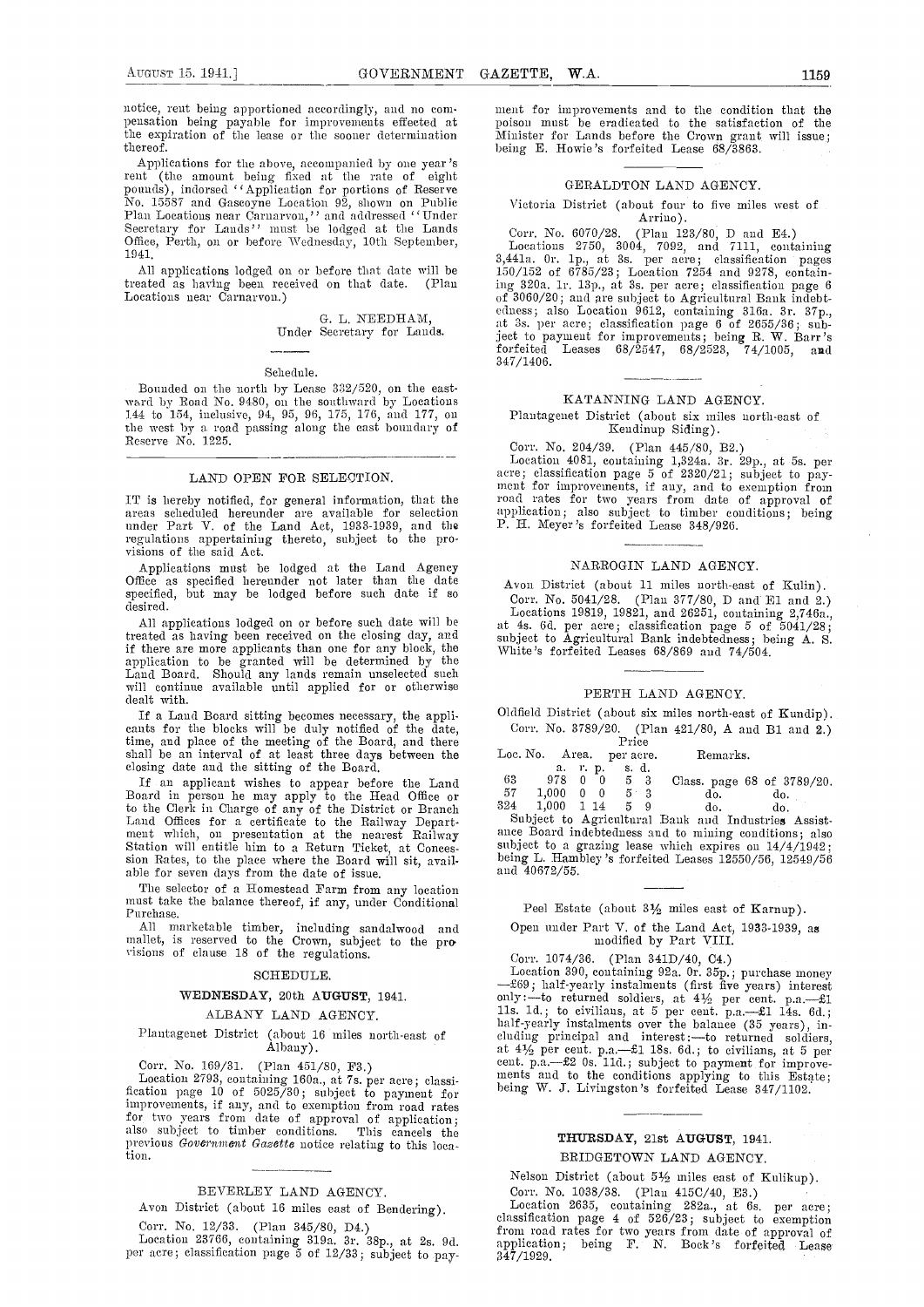notice, rent being apportioned accordingly, and no compensation being payable for improvements effected at the expiration of the lease or the sooner determination thereof.

Applications for the above, accompanied by one year's rent (the amount being fixed at the rate of eight pounds), indorsed "Application for portions of Reserve No. 15587 and Gascoyne Location 92, shown on Public Plan Locations near Carnarvon," and addressed "Under Secretary for Lands" must be lodged at the Lands Office, Perth, on or before Wednesday, 10th September, 1941.

All applications lodged on or before that date will be treated as having been received on that date. (Plan Locations near Carnarvon.)

G. L. NEEDHAM,
Under Secretary for Lands.

Schedule.

Bounded on the north by Lease 332/520, on the eastward by Road No. 9480, on the southward by Locations 144 to 154, inclusive, 94, 95, 96, 175, 176, and 177, on the west by a road passing along the east boundary of Reserve No. 1225.

## LAND OPEN FOR SELECTION.

IT is hereby notified, for general information, that the areas scheduled hereunder are available for selection under Part V. of the Land Act, 1933-1939, and the regulations appertaining thereto, subject to the provisions of the said Act.

Applications must be lodged at the Land Agency Office as specified hereunder not later than the date specified, but may be lodged before such date if so desired.

All applications lodged on or before such date will be treated as having been received on the closing day, and if there are more applicants than one for any block, the application to be granted will be determined by the Land Board. Should any lands remain unselected such will continue available until applied for or otherwise dealt with.

If a Land Board sitting becomes necessary, the applicants for the blocks will be duly notified of the date, time, and place of the meeting of the Board, and there shall be an interval of at least three days between the closing date and the sitting of the Board.

If an applicant wishes to appear before the Land Board in person he may apply to the Head Office or to the Clerk in Charge of any of the District or Branch Land Offices for a certificate to the Railway Department which, on presentation at the nearest Railway Station will entitle him to a Return Ticket, at Concession Rates, to the place where the Board will sit, available for seven days from the date of issue.

The selector of a Homestead Farm from any location must take the balance thereof, if any, under Conditional Purchase.

All marketable timber, including sandalwood and mallet, is reserved to the Crown, subject to the provisions of clause 18 of the regulations.

### SCHEDULE.

### WEDNESDAY, 20th AUGUST, 1941.

#### ALBANY LAND AGENCY.

Plantagenet District (about 16 miles north-east of Albany).

Corr. No. 169/31. (Plan 451/80, F3.)

Location 2793, containing 160a., at 7s. per acre; classification page 10 of 5025/30; subject to payment for improvements, if any, and to exemption from road rates for two years from date of approval of application; also subject to timber conditions. This cancels the previous *Government Gazette* notice relating to this location.

#### BEVERLEY LAND AGENCY.

Avon District (about 16 miles east of Bendering).

Corr. No. 12/33. (Plan 345/80, D4.)

Location 23766, containing 319a. 3r. 38p., at 2s. 9d. per acre; classification page 5 of 12/33; subject to payment for improvements and to the condition that the poison must be eradicated to the satisfaction of the Minister for Lands before the Crown grant will issue; being E. Howie's forfeited Lease 68/3863.

#### GERALDTON LAND AGENCY.

Victoria District (about four to five miles west of Arrino).

Corr. No. 6070/28. (Plan 123/80, D and E4.)

Locations 2750, 3004, 7092, and 7111, containing 3,441a. 0r. 1p., at 3s. per acre; classification pages 150/152 of 6785/23; Location 7254 and 9278, containing 320a. 1r. 13p., at 3s. per acre; classification page 6 of 3060/20; and are subject to Agricultural Bank indebtedness; also Location 9612, containing 316a. 3r. 37p., at 3s. per acre; classification page 6 of 2655/36; subject to payment for improvements; being R. W. Barr's forfeited Leases 68/2547, 68/2523, 74/1005, and 347/1406.

#### KATANNING LAND AGENCY.

Plantagenet District (about six miles north-east of Kendinup Siding).

Corr. No. 204/39. (Plan 445/80, B2.)

Location 4081, containing 1,324a. 3r. 29p., at 5s. per acre; classification page 5 of 2320/21; subject to payment for improvements, if any, and to exemption from road rates for two years from date of approval of application; also subject to timber conditions; being P. H. Meyer's forfeited Lease 348/926.

#### NARROGIN LAND AGENCY.

Avon District (about 11 miles north-east of Kulin).

Corr. No. 5041/28. (Plan 377/80, D and E1 and 2.)

Locations 19819, 19821, and 26251, containing 2,746a., at 4s. 6d. per acre; classification page 5 of 5041/28; subject to Agricultural Bank indebtedness; being A. S. White's forfeited Leases 68/869 and 74/504.

#### PERTH LAND AGENCY.

Oldfield District (about six miles north-east of Kundip).

Corr. No. 3789/20. (Plan 421/80, A and B1 and 2.)

| Loc. No. | Area. a. r. p. | Price per acre. s. d. | Remarks. |
|---|---|---|---|
| 63 | 978 0 0 | 5 3 | Class. page 68 of 3789/20. |
| 57 | 1,000 0 0 | 5 3 | do. do. |
| 324 | 1,000 1 14 | 5 9 | do. do. |

Subject to Agricultural Bank and Industries Assistance Board indebtedness and to mining conditions; also subject to a grazing lease which expires on 14/4/1942; being L. Hambley's forfeited Leases 12550/56, 12549/56 and 40672/55.

Peel Estate (about 3½ miles east of Karnup).

Open under Part V. of the Land Act, 1933-1939, as modified by Part VIII.

Corr. 1074/36. (Plan 341D/40, C4.)

Location 390, containing 92a. 0r. 35p.; purchase money—£69; half-yearly instalments (first five years) interest only:—to returned soldiers, at 4½ per cent. p.a.—£1 11s. 1d.; to civilians, at 5 per cent. p.a.—£1 14s. 6d.; half-yearly instalments over the balance (35 years), including principal and interest:—to returned soldiers, at 4½ per cent. p.a.—£1 18s. 6d.; to civilians, at 5 per cent. p.a.—£2 0s. 11d.; subject to payment for improvements and to the conditions applying to this Estate; being W. J. Livingston's forfeited Lease 347/1102.

### THURSDAY, 21st AUGUST, 1941.

#### BRIDGETOWN LAND AGENCY.

Nelson District (about 5½ miles east of Kulikup).

Corr. No. 1038/38. (Plan 415C/40, E3.)

Location 2635, containing 282a., at 6s. per acre; classification page 4 of 526/23; subject to exemption from road rates for two years from date of approval of application; being F. N. Bock's forfeited Lease 347/1929.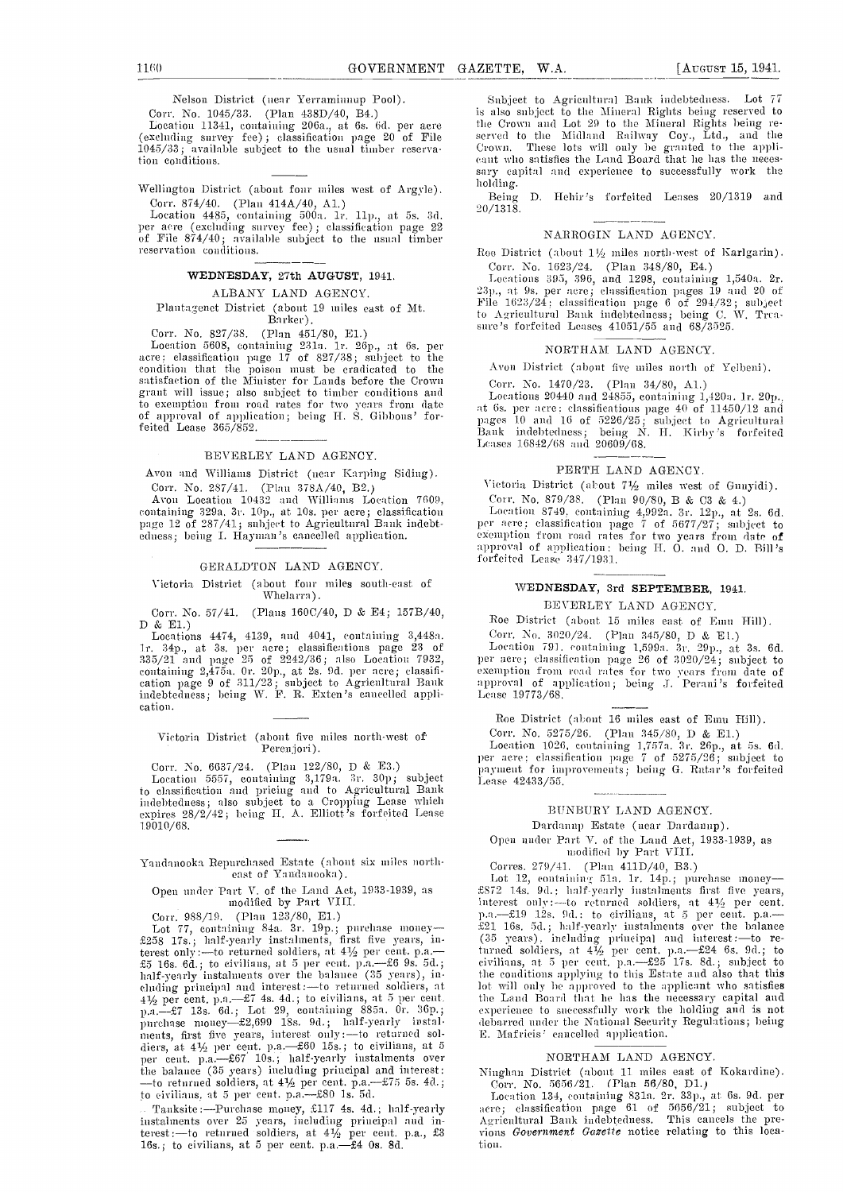Nelson District (near Yerraminnup Pool).

Corr. No. 1045/33. (Plan 438D/40, B4.)

Location 11341, containing 206a., at 6s. 6d. per acre (excluding survey fee); classification page 20 of File 1045/33; available subject to the usual timber reservation conditions.

---

Wellington District (about four miles west of Argyle).

Corr. 874/40. (Plan 414A/40, A1.)

Location 4485, containing 500a. 1r. 11p., at 5s. 3d. per acre (excluding survey fee); classification page 22 of File 874/40; available subject to the usual timber reservation conditions.

---

## WEDNESDAY, 27th AUGUST, 1941.

### ALBANY LAND AGENCY.

Plantagenet District (about 19 miles east of Mt. Barker).

Corr. No. 827/38. (Plan 451/80, E1.)

Location 5608, containing 231a. 1r. 26p., at 6s. per acre: classification page 17 of 827/38; subject to the condition that the poison must be eradicated to the satisfaction of the Minister for Lands before the Crown grant will issue; also subject to timber conditions and to exemption from road rates for two years from date of approval of application; being H. S. Gibbons' forfeited Lease 365/852.

---

### BEVERLEY LAND AGENCY.

Avon and Williams District (near Karping Siding).

Corr. No. 287/41. (Plan 378A/40, B2.)

Avon Location 10432 and Williams Location 7609, containing 329a. 3r. 10p., at 10s. per acre; classification page 12 of 287/41; subject to Agricultural Bank indebtedness; being I. Hayman's cancelled application.

---

### GERALDTON LAND AGENCY.

Victoria District (about four miles south-east of Whelarra).

Corr. No. 57/41. (Plans 160C/40, D & E4; 157B/40, D & E1.)

Locations 4474, 4139, and 4041, containing 3,448a. 1r. 34p., at 3s. per acre; classifications page 23 of 335/21 and page 25 of 2242/36; also Location 7932, containing 2,475a. 0r. 20p., at 2s. 9d. per acre; classification page 9 of 311/23; subject to Agricultural Bank indebtedness; being W. F. R. Exten's cancelled application.

---

Victoria District (about five miles north-west of Perenjori).

Corr. No. 6637/24. (Plan 122/80, D & E3.)

Location 5557, containing 3,179a. 3r. 30p; subject to classification and pricing and to Agricultural Bank indebtedness; also subject to a Cropping Lease which expires 28/2/42; being H. A. Elliott's forfeited Lease 19010/68.

---

Yandanooka Repurchased Estate (about six miles north-east of Yandanooka).

Open under Part V. of the Land Act, 1933-1939, as modified by Part VIII.

Corr. 988/19. (Plan 123/80, E1.)

Lot 77, containing 84a. 3r. 19p.; purchase money—£258 17s.; half-yearly instalments, first five years, interest only:—to returned soldiers, at 4½ per cent. p.a.—£5 16s. 6d.; to civilians, at 5 per cent. p.a.—£6 9s. 5d.; half-yearly instalments over the balance (35 years), including principal and interest:—to returned soldiers, at 4½ per cent. p.a.—£7 4s. 4d.; to civilians, at 5 per cent. p.a.—£7 13s. 6d.; Lot 29, containing 885a. 0r. 36p.; purchase money—£2,699 18s. 9d.; half-yearly instalments, first five years, interest only:—to returned soldiers, at 4½ per cent. p.a.—£60 15s.; to civilians, at 5 per cent. p.a.—£67 10s.; half-yearly instalments over the balance (35 years) including principal and interest:—to returned soldiers, at 4½ per cent. p.a.—£75 5s. 4d.; to civilians, at 5 per cent. p.a.—£80 1s. 5d.

Tanksite:—Purchase money, £117 4s. 4d.; half-yearly instalments over 25 years, including principal and interest:—to returned soldiers, at 4½ per cent. p.a., £3 16s.; to civilians, at 5 per cent. p.a.—£4 0s. 8d.

Subject to Agricultural Bank indebtedness. Lot 77 is also subject to the Mineral Rights being reserved to the Crown and Lot 29 to the Mineral Rights being reserved to the Midland Railway Coy., Ltd., and the Crown. These lots will only be granted to the applicant who satisfies the Land Board that he has the necessary capital and experience to successfully work the holding.

Being D. Hehir's forfeited Leases 20/1319 and 20/1318.

---

### NARROGIN LAND AGENCY.

Roe District (about 1½ miles north-west of Karlgarin).

Corr. No. 1623/24. (Plan 348/80, E4.)

Locations 395, 396, and 1298, containing 1,540a. 2r. 23p., at 9s. per acre; classification pages 19 and 20 of File 1623/24; classification page 6 of 294/32; subject to Agricultural Bank indebtedness; being C. W. Treasure's forfeited Leases 41051/55 and 68/3525.

---

### NORTHAM LAND AGENCY.

Avon District (about five miles north of Yelbeni).

Corr. No. 1470/23. (Plan 34/80, A1.)

Locations 20440 and 24855, containing 1,420a. 1r. 20p., at 6s. per acre; classifications page 40 of 11450/12 and pages 10 and 16 of 5226/25; subject to Agricultural Bank indebtedness; being N. H. Kirby's forfeited Leases 16842/68 and 20609/68.

---

### PERTH LAND AGENCY.

Victoria District (about 7½ miles west of Gunyidi).

Corr. No. 879/38. (Plan 90/80, B & C3 & 4.)

Location 8749, containing 4,992a. 3r. 12p., at 2s. 6d. per acre; classification page 7 of 5677/27; subject to exemption from road rates for two years from date of approval of application; being H. O. and O. D. Bill's forfeited Lease 347/1931.

---

## WEDNESDAY, 3rd SEPTEMBER, 1941.

### BEVERLEY LAND AGENCY.

Roe District (about 15 miles east of Emu Hill).

Corr. No. 3020/24. (Plan 345/80, D & E1.)

Location 791, containing 1,599a. 3r. 29p., at 3s. 6d. per acre; classification page 26 of 3020/24; subject to exemption from road rates for two years from date of approval of application; being J. Perani's forfeited Lease 19773/68.

---

Roe District (about 16 miles east of Emu Hill).

Corr. No. 5275/26. (Plan 345/80, D & E1.)

Location 1026, containing 1,757a. 3r. 26p., at 5s. 6d. per acre; classification page 7 of 5275/26; subject to payment for improvements; being G. Ratar's forfeited Lease 42433/55.

---

### BUNBURY LAND AGENCY.

Dardanup Estate (near Dardanup).

Open under Part V. of the Land Act, 1933-1939, as modified by Part VIII.

Corres. 279/41. (Plan 411D/40, B3.)

Lot 12, containing 51a. 1r. 14p.; purchase money—£872 14s. 9d.; half-yearly instalments first five years, interest only:—to returned soldiers, at 4½ per cent. p.a.—£19 12s. 9d.; to civilians, at 5 per cent. p.a.—£21 16s. 5d.; half-yearly instalments over the balance (35 years), including principal and interest:—to returned soldiers, at 4½ per cent. p.a.—£24 6s. 9d.; to civilians, at 5 per cent. p.a.—£25 17s. 8d.; subject to the conditions applying to this Estate and also that this lot will only be approved to the applicant who satisfies the Land Board that he has the necessary capital and experience to successfully work the holding and is not debarred under the National Security Regulations; being E. Mafricis' cancelled application.

---

### NORTHAM LAND AGENCY.

Ninghan District (about 11 miles east of Kokardine).

Corr. No. 5656/21. (Plan 56/80, D1.)

Location 134, containing 831a. 2r. 33p., at 6s. 9d. per acre; classification page 61 of 5656/21; subject to Agricultural Bank indebtedness. This cancels the previous *Government Gazette* notice relating to this location.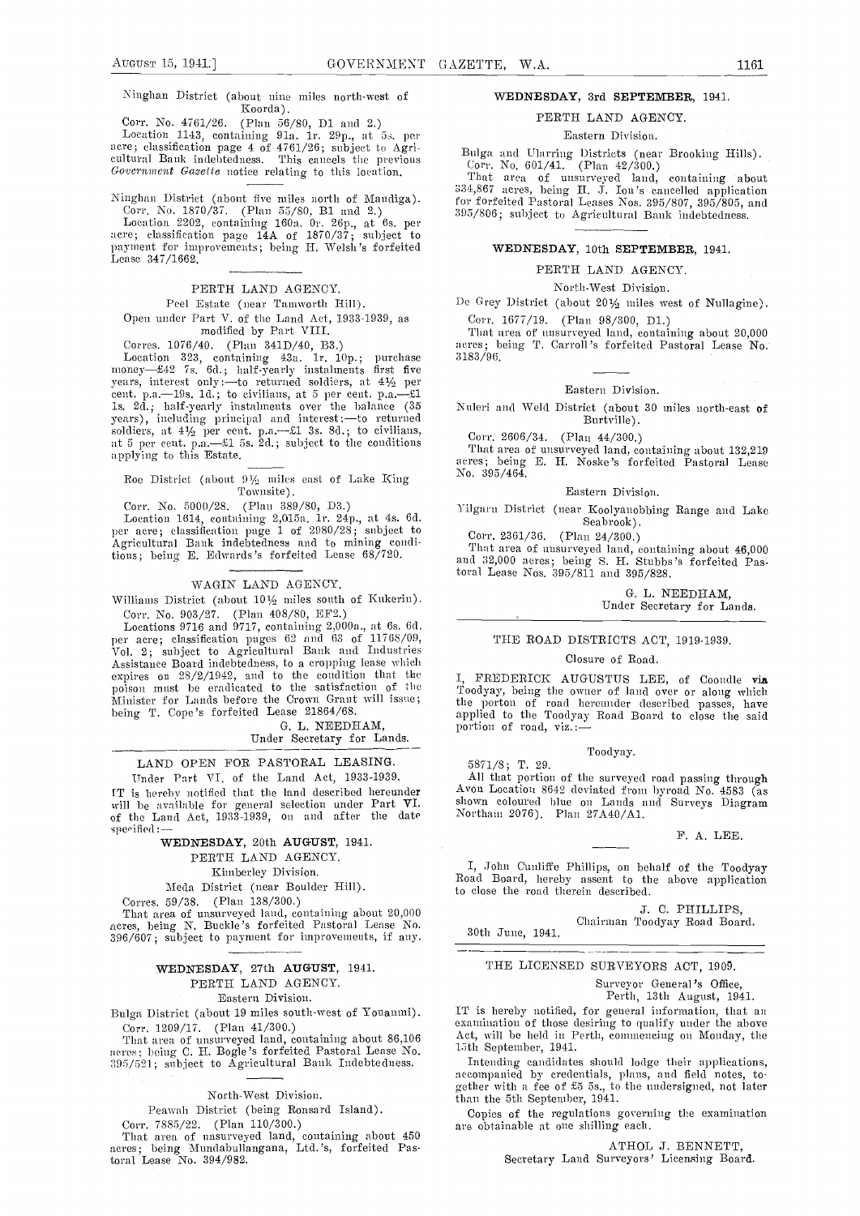Ninghan District (about nine miles north-west of Koorda).

Corr. No. 4761/26. (Plan 56/80, D1 and 2.)

Location 1143, containing 91a. 1r. 29p., at 5s. per acre; classification page 4 of 4761/26; subject to Agricultural Bank indebtedness. This cancels the previous *Government Gazette* notice relating to this location.

Ninghan District (about five miles north of Mandiga).

Corr. No. 1870/37. (Plan 55/80, B1 and 2.)

Location 2202, containing 160a. 0r. 26p., at 6s. per acre; classification page 14A of 1870/37; subject to payment for improvements; being H. Welsh's forfeited Lease 347/1662.

---

## PERTH LAND AGENCY.

Peel Estate (near Tamworth Hill).

Open under Part V. of the Land Act, 1933-1939, as modified by Part VIII.

Corres. 1076/40. (Plan 341D/40, B3.)

Location 323, containing 43a. 1r. 10p.; purchase money—£42 7s. 6d.; half-yearly instalments first five years, interest only:—to returned soldiers, at 4½ per cent. p.a.—19s. 1d.; to civilians, at 5 per cent. p.a.—£1 1s. 2d.; half-yearly instalments over the balance (35 years), including principal and interest:—to returned soldiers, at 4½ per cent. p.a.—£1 3s. 8d.; to civilians, at 5 per cent. p.a.—£1 5s. 2d.; subject to the conditions applying to this Estate.

Roe District (about 9½ miles east of Lake King Townsite).

Corr. No. 5000/28. (Plan 389/80, D3.)

Location 1614, containing 2,015a. 1r. 24p., at 4s. 6d. per acre; classification page 1 of 2980/28; subject to Agricultural Bank indebtedness and to mining conditions; being E. Edwards's forfeited Lease 68/720.

---

## WAGIN LAND AGENCY.

Williams District (about 10½ miles south of Kukerin).

Corr. No. 903/27. (Plan 408/80, EF2.)

Locations 9716 and 9717, containing 2,000a., at 6s. 6d. per acre; classification pages 62 and 63 of 11768/09, Vol. 2; subject to Agricultural Bank and Industries Assistance Board indebtedness, to a cropping lease which expires on 28/2/1942, and to the condition that the poison must be eradicated to the satisfaction of the Minister for Lands before the Crown Grant will issue; being T. Cope's forfeited Lease 21864/68.

G. L. NEEDHAM,
Under Secretary for Lands.

---

## LAND OPEN FOR PASTORAL LEASING.

Under Part VI. of the Land Act, 1933-1939.

IT is hereby notified that the land described hereunder will be available for general selection under Part VI. of the Land Act, 1933-1939, on and after the date specified:—

### WEDNESDAY, 20th AUGUST, 1941.

PERTH LAND AGENCY.

Kimberley Division.

Meda District (near Boulder Hill).

Corres. 59/38. (Plan 138/300.)

That area of unsurveyed land, containing about 20,000 acres, being N. Buckle's forfeited Pastoral Lease No. 396/607; subject to payment for improvements, if any.

### WEDNESDAY, 27th AUGUST, 1941.

PERTH LAND AGENCY.

Eastern Division.

Bulga District (about 19 miles south-west of Youanmi).

Corr. 1209/17. (Plan 41/300.)

That area of unsurveyed land, containing about 86,106 acres; being C. H. Bogle's forfeited Pastoral Lease No. 395/521; subject to Agricultural Bank Indebtedness.

North-West Division.

Peawah District (being Ronsard Island).

Corr. 7885/22. (Plan 110/300.)

That area of unsurveyed land, containing about 450 acres; being Mundabullangana, Ltd.'s, forfeited Pastoral Lease No. 394/982.

### WEDNESDAY, 3rd SEPTEMBER, 1941.

PERTH LAND AGENCY.

Eastern Division.

Bulga and Ularring Districts (near Brooking Hills).

Corr. No. 601/41. (Plan 42/300.)

That area of unsurveyed land, containing about 334,867 acres, being H. J. Iou's cancelled application for forfeited Pastoral Leases Nos. 395/807, 395/805, and 395/806; subject to Agricultural Bank indebtedness.

### WEDNESDAY, 10th SEPTEMBER, 1941.

PERTH LAND AGENCY.

North-West Division.

De Grey District (about 20½ miles west of Nullagine).

Corr. 1677/19. (Plan 98/300, D1.)

That area of unsurveyed land, containing about 20,000 acres; being T. Carroll's forfeited Pastoral Lease No. 3183/96.

Eastern Division.

Nuleri and Weld District (about 30 miles north-east of Burtville).

Corr. 2606/34. (Plan 44/300.)

That area of unsurveyed land, containing about 132,219 acres; being E. H. Noske's forfeited Pastoral Lease No. 395/464.

Eastern Division.

Yilgarn District (near Koolyanobbing Range and Lake Seabrook).

Corr. 2361/36. (Plan 24/300.)

That area of unsurveyed land, containing about 46,000 and 32,000 acres; being S. H. Stubbs's forfeited Pastoral Lease Nos. 395/811 and 395/828.

G. L. NEEDHAM,
Under Secretary for Lands.

---

## THE ROAD DISTRICTS ACT, 1919-1939.

Closure of Road.

I, FREDERICK AUGUSTUS LEE, of Coondle via Toodyay, being the owner of land over or along which the porton of road hereunder described passes, have applied to the Toodyay Road Board to close the said portion of road, viz.:—

Toodyay.

5871/8; T. 29.

All that portion of the surveyed road passing through Avon Location 8642 deviated from byroad No. 4583 (as shown coloured blue on Lands and Surveys Diagram Northam 2076). Plan 27A40/A1.

F. A. LEE.

I, John Cunliffe Phillips, on behalf of the Toodyay Road Board, hereby assent to the above application to close the road therein described.

J. C. PHILLIPS,
Chairman Toodyay Road Board.

30th June, 1941.

---

## THE LICENSED SURVEYORS ACT, 1909.

Surveyor General's Office,
Perth, 13th August, 1941.

IT is hereby notified, for general information, that an examination of those desiring to qualify under the above Act, will be held in Perth, commencing on Monday, the 15th September, 1941.

Intending candidates should lodge their applications, accompanied by credentials, plans, and field notes, together with a fee of £5 5s., to the undersigned, not later than the 5th September, 1941.

Copies of the regulations governing the examination are obtainable at one shilling each.

ATHOL J. BENNETT,
Secretary Land Surveyors' Licensing Board.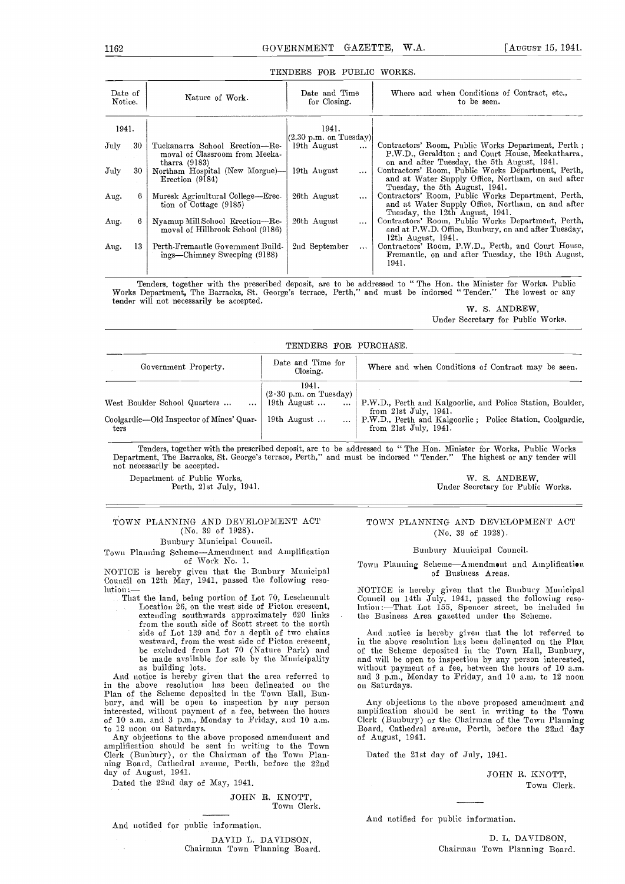## TENDERS FOR PUBLIC WORKS.

| Date of Notice. | Nature of Work. | Date and Time for Closing. | Where and when Conditions of Contract, etc., to be seen. |
|---|---|---|---|
| 1941. | | 1941. (2.30 p.m. on Tuesday) | |
| July 30 | Tuckanarra School Erection—Removal of Classroom from Meekatharra (9183) | 19th August ... | Contractors' Room, Public Works Department, Perth; P.W.D., Geraldton; and Court House, Meekatharra, on and after Tuesday, the 5th August, 1941. |
| July 30 | Northam Hospital (New Morgue)—Erection (9184) | 19th August ... | Contractors' Room, Public Works Department, Perth, and at Water Supply Office, Northam, on and after Tuesday, the 5th August, 1941. |
| Aug. 6 | Muresk Agricultural College—Erection of Cottage (9185) | 26th August ... | Contractors' Room, Public Works Department, Perth, and at Water Supply Office, Northam, on and after Tuesday, the 12th August, 1941. |
| Aug. 6 | Nyamup Mill School Erection—Removal of Hillbrook School (9186) | 26th August ... | Contractors' Room, Public Works Department, Perth, and at P.W.D. Office, Bunbury, on and after Tuesday, 12th August, 1941. |
| Aug. 13 | Perth-Fremantle Government Buildings—Chimney Sweeping (9188) | 2nd September ... | Contractors' Room, P.W.D., Perth, and Court House, Fremantle, on and after Tuesday, the 19th August, 1941. |

Tenders, together with the prescribed deposit, are to be addressed to "The Hon. the Minister for Works, Public Works Department, The Barracks, St. George's terrace, Perth," and must be indorsed "Tender." The lowest or any tender will not necessarily be accepted.

W. S. ANDREW,
Under Secretary for Public Works.

---

## TENDERS FOR PURCHASE.

| Government Property. | Date and Time for Closing. | Where and when Conditions of Contract may be seen. |
|---|---|---|
| | 1941. (2·30 p.m. on Tuesday) | |
| West Boulder School Quarters ... ... | 19th August ... ... | P.W.D., Perth and Kalgoorlie, and Police Station, Boulder, from 21st July, 1941. |
| Coolgardie—Old Inspector of Mines' Quarters | 19th August ... ... | P.W.D., Perth and Kalgoorlie; Police Station, Coolgardie, from 21st July, 1941. |

Tenders, together with the prescribed deposit, are to be addressed to "The Hon. Minister for Works, Public Works Department, The Barracks, St. George's terrace, Perth," and must be indorsed "Tender." The highest or any tender will not necessarily be accepted.

Department of Public Works,
Perth, 21st July, 1941.

W. S. ANDREW,
Under Secretary for Public Works.

---

## TOWN PLANNING AND DEVELOPMENT ACT (No. 39 of 1928).

Bunbury Municipal Council.

Town Planning Scheme—Amendment and Amplification of Work No. 1.

NOTICE is hereby given that the Bunbury Municipal Council on 12th May, 1941, passed the following resolution:—

That the land, being portion of Lot 70, Leschenault Location 26, on the west side of Picton crescent, extending southwards approximately 620 links from the south side of Scott street to the north side of Lot 139 and for a depth of two chains westward, from the west side of Picton crescent, be excluded from Lot 70 (Nature Park) and be made available for sale by the Municipality as building lots.

And notice is hereby given that the area referred to in the above resolution has been delineated on the Plan of the Scheme deposited in the Town Hall, Bunbury, and will be open to inspection by any person interested, without payment of a fee, between the hours of 10 a.m. and 3 p.m., Monday to Friday, and 10 a.m. to 12 noon on Saturdays.

Any objections to the above proposed amendment and amplification should be sent in writing to the Town Clerk (Bunbury), or the Chairman of the Town Planning Board, Cathedral avenue, Perth, before the 22nd day of August, 1941.

Dated the 22nd day of May, 1941.

JOHN R. KNOTT,
Town Clerk.

And notified for public information.

DAVID L. DAVIDSON,
Chairman Town Planning Board.

---

## TOWN PLANNING AND DEVELOPMENT ACT (No. 39 of 1928).

Bunbury Municipal Council.

Town Planning Scheme—Amendment and Amplification of Business Areas.

NOTICE is hereby given that the Bunbury Municipal Council on 14th July, 1941, passed the following resolution:—That Lot 155, Spencer street, be included in the Business Area gazetted under the Scheme.

And notice is hereby given that the lot referred to in the above resolution has been delineated on the Plan of the Scheme deposited in the Town Hall, Bunbury, and will be open to inspection by any person interested, without payment of a fee, between the hours of 10 a.m. and 3 p.m., Monday to Friday, and 10 a.m. to 12 noon on Saturdays.

Any objections to the above proposed amendment and amplification should be sent in writing to the Town Clerk (Bunbury) or the Chairman of the Town Planning Board, Cathedral avenue, Perth, before the 22nd day of August, 1941.

Dated the 21st day of July, 1941.

JOHN R. KNOTT,
Town Clerk.

And notified for public information.

D. L. DAVIDSON,
Chairman Town Planning Board.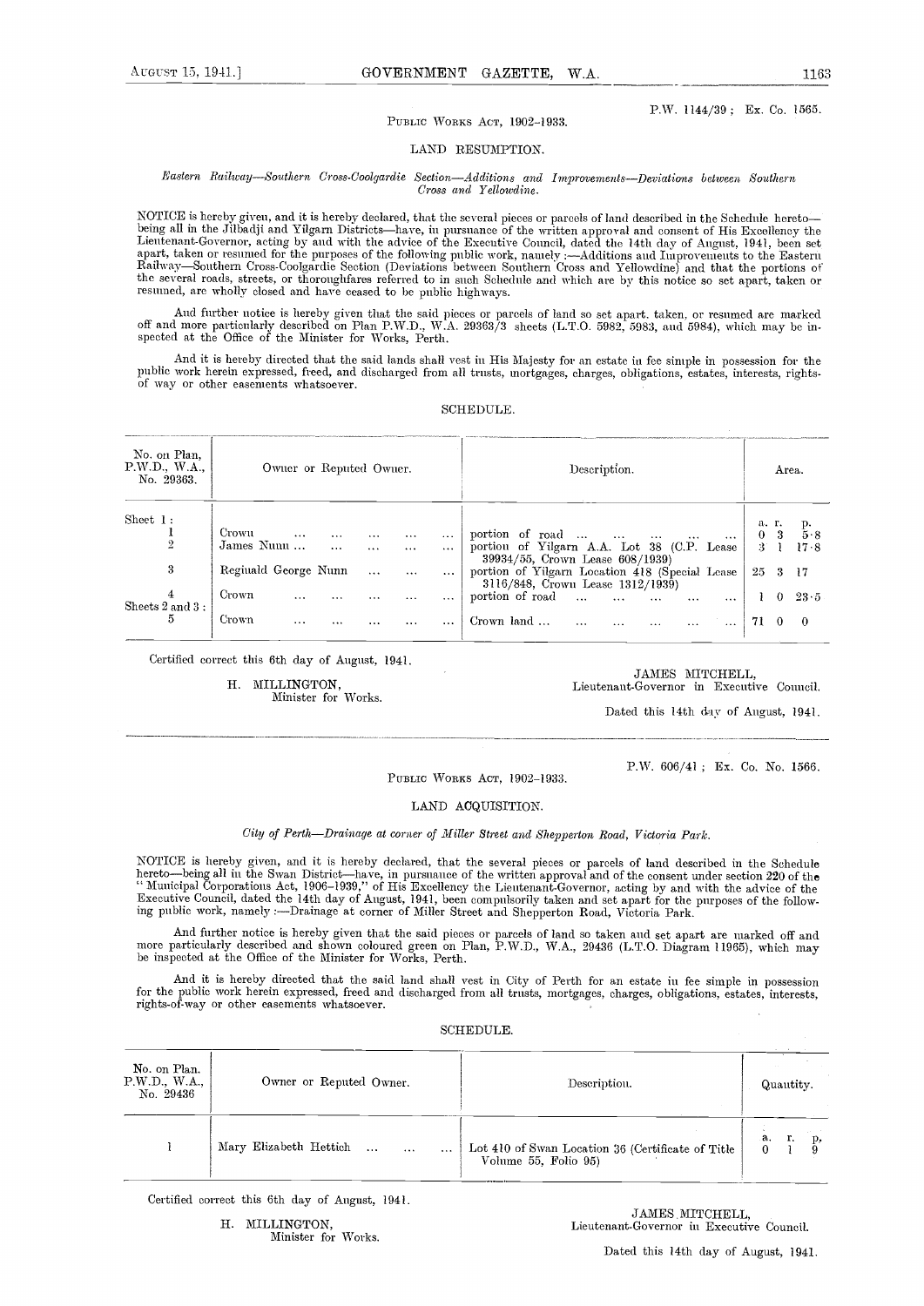P.W. 1144/39; Ex. Co. 1565.

PUBLIC WORKS ACT, 1902-1933.

## LAND RESUMPTION.

*Eastern Railway—Southern Cross-Coolgardie Section—Additions and Improvements—Deviations between Southern Cross and Yellowdine.*

NOTICE is hereby given, and it is hereby declared, that the several pieces or parcels of land described in the Schedule hereto—being all in the Jilbadji and Yilgarn Districts—have, in pursuance of the written approval and consent of His Excellency the Lieutenant-Governor, acting by and with the advice of the Executive Council, dated the 14th day of August, 1941, been set apart, taken or resumed for the purposes of the following public work, namely:—Additions and Improvements to the Eastern Railway—Southern Cross-Coolgardie Section (Deviations between Southern Cross and Yellowdine) and that the portions of the several roads, streets, or thoroughfares referred to in such Schedule and which are by this notice so set apart, taken or resumed, are wholly closed and have ceased to be public highways.

And further notice is hereby given that the said pieces or parcels of land so set apart, taken, or resumed are marked off and more particularly described on Plan P.W.D., W.A. 29363/3 sheets (L.T.O. 5982, 5983, and 5984), which may be inspected at the Office of the Minister for Works, Perth.

And it is hereby directed that the said lands shall vest in His Majesty for an estate in fee simple in possession for the public work herein expressed, freed, and discharged from all trusts, mortgages, charges, obligations, estates, interests, rights-of way or other easements whatsoever.

SCHEDULE.

| No. on Plan, P.W.D., W.A., No. 29363. | Owner or Reputed Owner. | Description. | Area. a. r. p. |
|---|---|---|---|
| Sheet 1: | | | |
| 1 | Crown | portion of road | 0 3 5·8 |
| 2 | James Nunn | portion of Yilgarn A.A. Lot 38 (C.P. Lease 39934/55, Crown Lease 608/1939) | 3 1 17·8 |
| 3 | Reginald George Nunn | portion of Yilgarn Location 418 (Special Lease 3116/848, Crown Lease 1312/1939) | 25 3 17 |
| 4 | Crown | portion of road | 1 0 23·5 |
| Sheets 2 and 3: | | | |
| 5 | Crown | Crown land | 71 0 0 |

Certified correct this 6th day of August, 1941.

H. MILLINGTON,
Minister for Works.

JAMES MITCHELL,
Lieutenant-Governor in Executive Council.

Dated this 14th day of August, 1941.

---

P.W. 606/41; Ex. Co. No. 1566.

PUBLIC WORKS ACT, 1902-1933.

## LAND ACQUISITION.

*City of Perth—Drainage at corner of Miller Street and Shepperton Road, Victoria Park.*

NOTICE is hereby given, and it is hereby declared, that the several pieces or parcels of land described in the Schedule hereto—being all in the Swan District—have, in pursuance of the written approval and of the consent under section 220 of the "Municipal Corporations Act, 1906-1939," of His Excellency the Lieutenant-Governor, acting by and with the advice of the Executive Council, dated the 14th day of August, 1941, been compulsorily taken and set apart for the purposes of the following public work, namely:—Drainage at corner of Miller Street and Shepperton Road, Victoria Park.

And further notice is hereby given that the said pieces or parcels of land so taken and set apart are marked off and more particularly described and shown coloured green on Plan, P.W.D., W.A., 29436 (L.T.O. Diagram 11965), which may be inspected at the Office of the Minister for Works, Perth.

And it is hereby directed that the said land shall vest in City of Perth for an estate in fee simple in possession for the public work herein expressed, freed and discharged from all trusts, mortgages, charges, obligations, estates, interests, rights-of-way or other easements whatsoever.

SCHEDULE.

| No. on Plan, P.W.D., W.A., No. 29436 | Owner or Reputed Owner. | Description. | Quantity. a. r. p. |
|---|---|---|---|
| 1 | Mary Elizabeth Hettich | Lot 410 of Swan Location 36 (Certificate of Title Volume 55, Folio 95) | 0 1 9 |

Certified correct this 6th day of August, 1941.

H. MILLINGTON,
Minister for Works.

JAMES MITCHELL,
Lieutenant-Governor in Executive Council.

Dated this 14th day of August, 1941.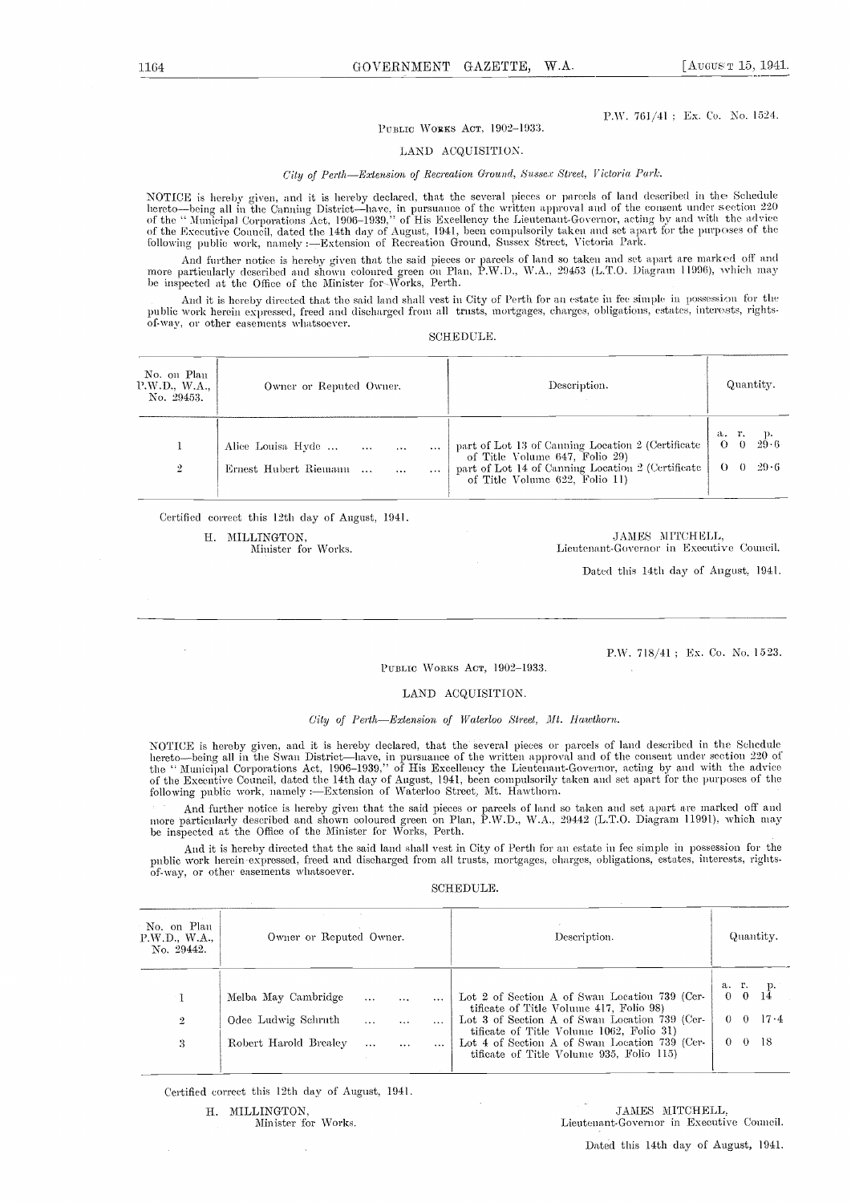P.W. 761/41 ; Ex. Co. No. 1524.

PUBLIC WORKS ACT, 1902–1933.

## LAND ACQUISITION.

*City of Perth—Extension of Recreation Ground, Sussex Street, Victoria Park.*

NOTICE is hereby given, and it is hereby declared, that the several pieces or parcels of land described in the Schedule hereto—being all in the Canning District—have, in pursuance of the written approval and of the consent under section 220 of the "Municipal Corporations Act, 1906–1939," of His Excellency the Lieutenant-Governor, acting by and with the advice of the Executive Council, dated the 14th day of August, 1941, been compulsorily taken and set apart for the purposes of the following public work, namely :—Extension of Recreation Ground, Sussex Street, Victoria Park.

And further notice is hereby given that the said pieces or parcels of land so taken and set apart are marked off and more particularly described and shown coloured green on Plan, P.W.D., W.A., 29453 (L.T.O. Diagram 11996), which may be inspected at the Office of the Minister for Works, Perth.

And it is hereby directed that the said land shall vest in City of Perth for an estate in fee simple in possession for the public work herein expressed, freed and discharged from all trusts, mortgages, charges, obligations, estates, interests, rights-of-way, or other easements whatsoever.

SCHEDULE.

| No. on Plan P.W.D., W.A., No. 29453. | Owner or Reputed Owner. | Description. | Quantity. |
|---|---|---|---|
| | | | a. r. p. |
| 1 | Alice Louisa Hyde ... ... ... ... | part of Lot 13 of Canning Location 2 (Certificate of Title Volume 647, Folio 29) | 0 0 29·6 |
| 2 | Ernest Hubert Riemann ... ... ... | part of Lot 14 of Canning Location 2 (Certificate of Title Volume 622, Folio 11) | 0 0 29·6 |

Certified correct this 12th day of August, 1941.

H. MILLINGTON,
Minister for Works.

JAMES MITCHELL,
Lieutenant-Governor in Executive Council.

Dated this 14th day of August, 1941.

---

P.W. 718/41 ; Ex. Co. No. 1523.

PUBLIC WORKS ACT, 1902–1933.

## LAND ACQUISITION.

*City of Perth—Extension of Waterloo Street, Mt. Hawthorn.*

NOTICE is hereby given, and it is hereby declared, that the several pieces or parcels of land described in the Schedule hereto—being all in the Swan District—have, in pursuance of the written approval and of the consent under section 220 of the "Municipal Corporations Act, 1906–1939," of His Excellency the Lieutenant-Governor, acting by and with the advice of the Executive Council, dated the 14th day of August, 1941, been compulsorily taken and set apart for the purposes of the following public work, namely :—Extension of Waterloo Street, Mt. Hawthorn.

And further notice is hereby given that the said pieces or parcels of land so taken and set apart are marked off and more particularly described and shown coloured green on Plan, P.W.D., W.A., 29442 (L.T.O. Diagram 11991), which may be inspected at the Office of the Minister for Works, Perth.

And it is hereby directed that the said land shall vest in City of Perth for an estate in fee simple in possession for the public work herein expressed, freed and discharged from all trusts, mortgages, charges, obligations, estates, interests, rights-of-way, or other easements whatsoever.

SCHEDULE.

| No. on Plan P.W.D., W.A., No. 29442. | Owner or Reputed Owner. | Description. | Quantity. |
|---|---|---|---|
| | | | a. r. p. |
| 1 | Melba May Cambridge ... ... ... | Lot 2 of Section A of Swan Location 739 (Certificate of Title Volume 417, Folio 98) | 0 0 14 |
| 2 | Odee Ludwig Schruth ... ... ... | Lot 3 of Section A of Swan Location 739 (Certificate of Title Volume 1062, Folio 31) | 0 0 17·4 |
| 3 | Robert Harold Brealey ... ... ... | Lot 4 of Section A of Swan Location 739 (Certificate of Title Volume 935, Folio 115) | 0 0 18 |

Certified correct this 12th day of August, 1941.

H. MILLINGTON,
Minister for Works.

JAMES MITCHELL,
Lieutenant-Governor in Executive Council.

Dated this 14th day of August, 1941.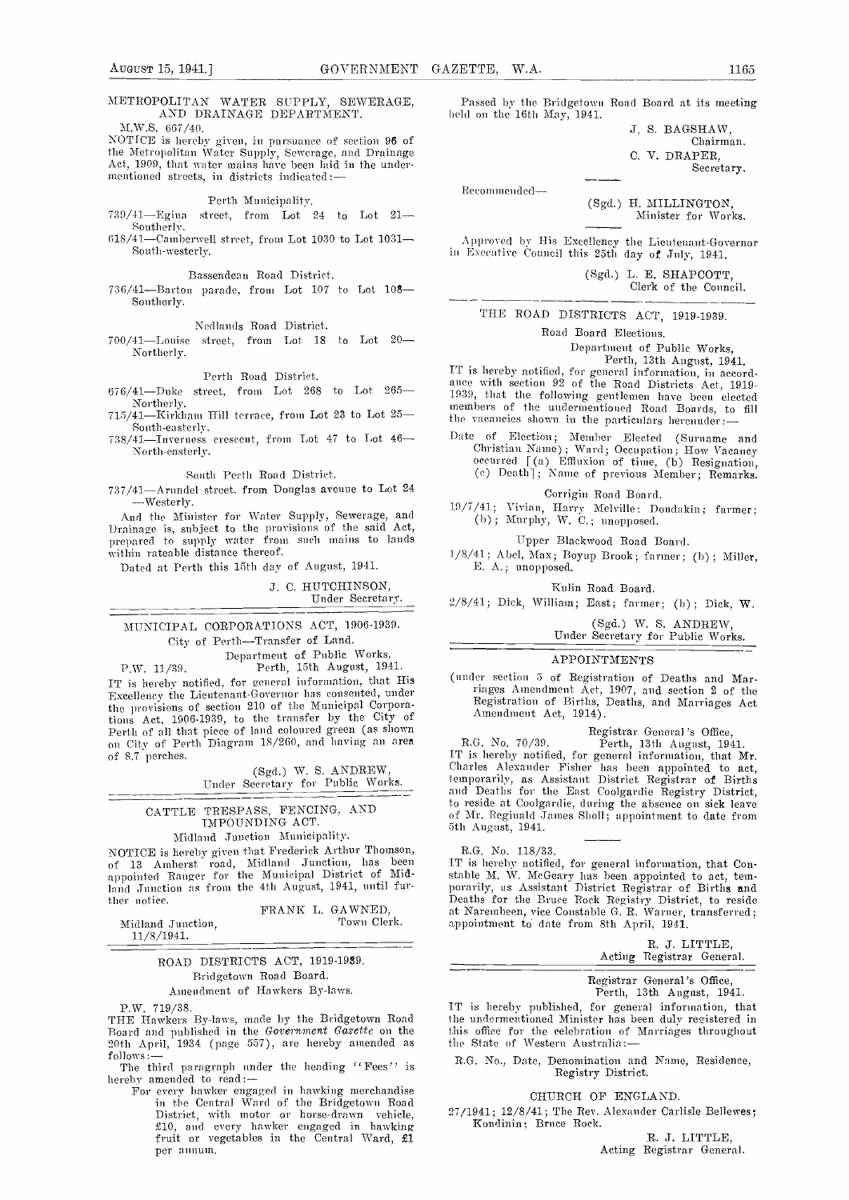## METROPOLITAN WATER SUPPLY, SEWERAGE, AND DRAINAGE DEPARTMENT.

M.W.S. 667/40.

NOTICE is hereby given, in pursuance of section 96 of the Metropolitan Water Supply, Sewerage, and Drainage Act, 1909, that water mains have been laid in the undermentioned streets, in districts indicated:—

Perth Municipality.

739/41—Egina street, from Lot 24 to Lot 21—Southerly.

618/41—Camberwell street, from Lot 1030 to Lot 1031—South-westerly.

Bassendean Road District.

736/41—Barton parade, from Lot 107 to Lot 108—Southerly.

Nedlands Road District.

700/41—Louise street, from Lot 18 to Lot 20—Northerly.

Perth Road District.

676/41—Duke street, from Lot 268 to Lot 265—Northerly.

715/41—Kirkham Hill terrace, from Lot 23 to Lot 25—South-easterly.

738/41—Inverness crescent, from Lot 47 to Lot 46—North-easterly.

South Perth Road District.

737/41—Arundel street, from Douglas avenue to Lot 24—Westerly.

And the Minister for Water Supply, Sewerage, and Drainage is, subject to the provisions of the said Act, prepared to supply water from such mains to lands within rateable distance thereof.

Dated at Perth this 15th day of August, 1941.

J. C. HUTCHINSON,
Under Secretary.

## MUNICIPAL CORPORATIONS ACT, 1906-1939.

City of Perth—Transfer of Land.

Department of Public Works,
Perth, 15th August, 1941.

P.W. 11/39.

IT is hereby notified, for general information, that His Excellency the Lieutenant-Governor has consented, under the provisions of section 210 of the Municipal Corporations Act, 1906-1939, to the transfer by the City of Perth of all that piece of land coloured green (as shown on City of Perth Diagram 18/260, and having an area of 8.7 perches.

(Sgd.) W. S. ANDREW,
Under Secretary for Public Works.

## CATTLE TRESPASS, FENCING, AND IMPOUNDING ACT.

Midland Junction Municipality.

NOTICE is hereby given that Frederick Arthur Thomson, of 13 Amherst road, Midland Junction, has been appointed Ranger for the Municipal District of Midland Junction as from the 4th August, 1941, until further notice.

FRANK L. GAWNED,
Town Clerk.

Midland Junction,
11/8/1941.

## ROAD DISTRICTS ACT, 1919-1939.

Bridgetown Road Board.

Amendment of Hawkers By-laws.

P.W. 719/38.

THE Hawkers By-laws, made by the Bridgetown Road Board and published in the *Government Gazette* on the 20th April, 1934 (page 557), are hereby amended as follows:—

The third paragraph under the heading "Fees" is hereby amended to read:—

For every hawker engaged in hawking merchandise in the Central Ward of the Bridgetown Road District, with motor or horse-drawn vehicle, £10, and every hawker engaged in hawking fruit or vegetables in the Central Ward, £1 per annum.

Passed by the Bridgetown Road Board at its meeting held on the 16th May, 1941.

J. S. BAGSHAW,
Chairman.

C. V. DRAPER,
Secretary.

Recommended—

(Sgd.) H. MILLINGTON,
Minister for Works.

Approved by His Excellency the Lieutenant-Governor in Executive Council this 25th day of July, 1941.

(Sgd.) L. E. SHAPCOTT,
Clerk of the Council.

## THE ROAD DISTRICTS ACT, 1919-1939.

Road Board Elections.

Department of Public Works,
Perth, 13th August, 1941.

IT is hereby notified, for general information, in accordance with section 92 of the Road Districts Act, 1919-1939, that the following gentlemen have been elected members of the undermentioned Road Boards, to fill the vacancies shown in the particulars hereunder:—

Date of Election; Member Elected (Surname and Christian Name); Ward; Occupation; How Vacancy occurred [(a) Effluxion of time, (b) Resignation, (c) Death]; Name of previous Member; Remarks.

Corrigin Road Board.

19/7/41; Vivian, Harry Melville; Dondakin; farmer; (b); Murphy, W. C.; unopposed.

Upper Blackwood Road Board.

1/8/41; Abel, Max; Boyup Brook; farmer; (b); Miller, E. A.; unopposed.

Kulin Road Board.

2/8/41; Dick, William; East; farmer; (b); Dick, W.

(Sgd.) W. S. ANDREW,
Under Secretary for Public Works.

## APPOINTMENTS

(under section 5 of Registration of Deaths and Marriages Amendment Act, 1907, and section 2 of the Registration of Births, Deaths, and Marriages Act Amendment Act, 1914).

Registrar General's Office,
Perth, 13th August, 1941.

R.G. No. 70/39.

IT is hereby notified, for general information, that Mr. Charles Alexander Fisher has been appointed to act, temporarily, as Assistant District Registrar of Births and Deaths for the East Coolgardie Registry District, to reside at Coolgardie, during the absence on sick leave of Mr. Reginald James Sholl; appointment to date from 5th August, 1941.

R.G. No. 118/33.

IT is hereby notified, for general information, that Constable M. W. McGeary has been appointed to act, temporarily, as Assistant District Registrar of Births and Deaths for the Bruce Rock Registry District, to reside at Narembeen, vice Constable G. R. Warner, transferred; appointment to date from 8th April, 1941.

R. J. LITTLE,
Acting Registrar General.

Registrar General's Office,
Perth, 13th August, 1941.

IT is hereby published, for general information, that the undermentioned Minister has been duly registered in this office for the celebration of Marriages throughout the State of Western Australia:—

R.G. No., Date, Denomination and Name, Residence, Registry District.

CHURCH OF ENGLAND.

27/1941; 12/8/41; The Rev. Alexander Carlisle Bellewes; Kondinin; Bruce Rock.

R. J. LITTLE,
Acting Registrar General.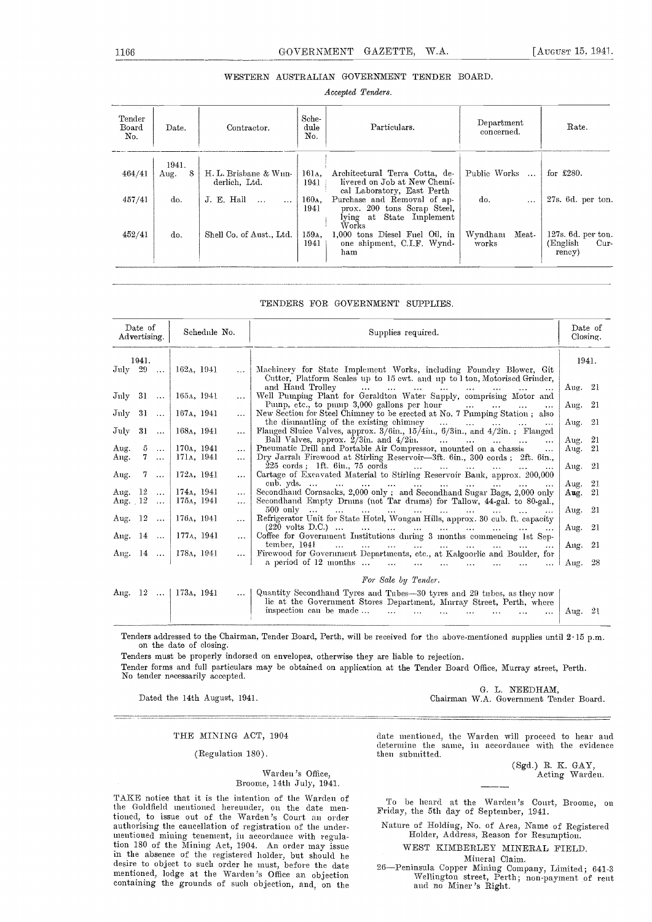## WESTERN AUSTRALIAN GOVERNMENT TENDER BOARD.

*Accepted Tenders.*

| Tender Board No. | Date. | Contractor. | Schedule No. | Particulars. | Department concerned. | Rate. |
|---|---|---|---|---|---|---|
| | 1941. | | | | | |
| 464/41 | Aug. 8 | H. L. Brisbane & Wunderlich, Ltd. | 161A, 1941 | Architectural Terra Cotta, delivered on Job at New Chemical Laboratory, East Perth | Public Works ... | for £280. |
| 457/41 | do. | J. E. Hall ... ... | 160A, 1941 | Purchase and Removal of approx. 200 tons Scrap Steel, lying at State Implement Works | do. ... | 27s. 6d. per ton. |
| 452/41 | do. | Shell Co. of Aust., Ltd. | 159A, 1941 | 1,000 tons Diesel Fuel Oil, in one shipment, C.I.F. Wyndham | Wyndham Meatworks | 127s. 6d. per ton. (English Currency) |

## TENDERS FOR GOVERNMENT SUPPLIES.

| Date of Advertising. | Schedule No. | Supplies required. | Date of Closing. |
|---|---|---|---|
| 1941. | | | 1941. |
| July 29 ... | 162A, 1941 ... | Machinery for State Implement Works, including Foundry Blower, Git Cutter, Platform Scales up to 15 cwt. and up to 1 ton, Motorised Grinder, and Hand Trolley ... | Aug. 21 |
| July 31 ... | 165A, 1941 ... | Well Pumping Plant for Geraldton Water Supply, comprising Motor and Pump, etc., to pump 3,000 gallons per hour ... | Aug. 21 |
| July 31 ... | 167A, 1941 ... | New Section for Steel Chimney to be erected at No. 7 Pumping Station; also the dismantling of the existing chimney ... | Aug. 21 |
| July 31 ... | 168A, 1941 ... | Flanged Sluice Valves, approx. 3/6in., 15/4in., 6/3in., and 4/2in.; Flanged Ball Valves, approx. 2/3in. and 4/2in. ... | Aug. 21 |
| Aug. 5 ... | 170A, 1941 ... | Pneumatic Drill and Portable Air Compressor, mounted on a chassis ... | Aug. 21 |
| Aug. 7 ... | 171A, 1941 ... | Dry Jarrah Firewood at Stirling Reservoir—3ft. 6in., 300 cords; 2ft. 6in., 225 cords; 1ft. 6in., 75 cords ... | Aug. 21 |
| Aug. 7 ... | 172A, 1941 ... | Cartage of Excavated Material to Stirling Reservoir Bank, approx. 200,000 cub. yds. ... | Aug. 21 |
| Aug. 12 ... | 174A, 1941 ... | Secondhand Cornsacks, 2,000 only; and Secondhand Sugar Bags, 2,000 only | Aug. 21 |
| Aug. 12 ... | 175A, 1941 ... | Secondhand Empty Drums (not Tar drums) for Tallow, 44-gal. to 80-gal., 500 only ... | Aug. 21 |
| Aug. 12 ... | 176A, 1941 ... | Refrigerator Unit for State Hotel, Wongan Hills, approx. 30 cub. ft. capacity (220 volts D.C.) ... | Aug. 21 |
| Aug. 14 ... | 177A, 1941 ... | Coffee for Government Institutions during 3 months commencing 1st September, 1941 ... | Aug. 21 |
| Aug. 14 ... | 178A, 1941 ... | Firewood for Government Departments, etc., at Kalgoorlie and Boulder, for a period of 12 months ... | Aug. 28 |
| | | *For Sale by Tender.* | |
| Aug. 12 ... | 173A, 1941 ... | Quantity Secondhand Tyres and Tubes—30 tyres and 29 tubes, as they now lie at the Government Stores Department, Murray Street, Perth, where inspection can be made ... | Aug. 21 |

Tenders addressed to the Chairman, Tender Board, Perth, will be received for the above-mentioned supplies until 2·15 p.m. on the date of closing.

Tenders must be properly indorsed on envelopes, otherwise they are liable to rejection.

Tender forms and full particulars may be obtained on application at the Tender Board Office, Murray street, Perth.

No tender necessarily accepted.

Dated the 14th August, 1941.

G. L. NEEDHAM,
Chairman W.A. Government Tender Board.

---

## THE MINING ACT, 1904

(Regulation 180).

Warden's Office,
Broome, 14th July, 1941.

TAKE notice that it is the intention of the Warden of the Goldfield mentioned hereunder, on the date mentioned, to issue out of the Warden's Court an order authorising the cancellation of registration of the undermentioned mining tenement, in accordance with regulation 180 of the Mining Act, 1904. An order may issue in the absence of the registered holder, but should he desire to object to such order he must, before the date mentioned, lodge at the Warden's Office an objection containing the grounds of such objection, and, on the date mentioned, the Warden will proceed to hear and determine the same, in accordance with the evidence then submitted.

(Sgd.) R. K. GAY,
Acting Warden.

---

To be heard at the Warden's Court, Broome, on Friday, the 5th day of September, 1941.

Nature of Holding, No. of Area, Name of Registered Holder, Address, Reason for Resumption.

### WEST KIMBERLEY MINERAL FIELD.

Mineral Claim.

26—Peninsula Copper Mining Company, Limited; 641-3 Wellington street, Perth; non-payment of rent and no Miner's Right.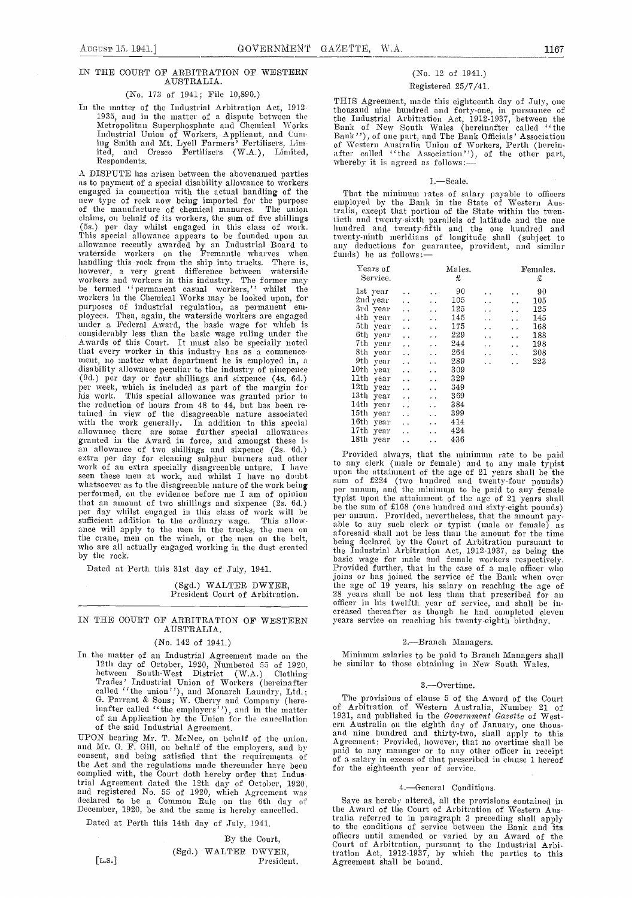## IN THE COURT OF ARBITRATION OF WESTERN AUSTRALIA.

(No. 173 of 1941; File 10,890.)

In the matter of the Industrial Arbitration Act, 1912-1935, and in the matter of a dispute between the Metropolitan Superphosphate and Chemical Works Industrial Union of Workers, Applicant, and Cuming Smith and Mt. Lyell Farmers' Fertilisers, Limited, and Cresco Fertilisers (W.A.), Limited, Respondents.

A DISPUTE has arisen between the abovenamed parties as to payment of a special disability allowance to workers engaged in connection with the actual handling of the new type of rock now being imported for the purpose of the manufacture of chemical manures. The union claims, on behalf of its workers, the sum of five shillings (5s.) per day whilst engaged in this class of work. This special allowance appears to be founded upon an allowance recently awarded by an Industrial Board to waterside workers on the Fremantle wharves when handling this rock from the ship into trucks. There is, however, a very great difference between waterside workers and workers in this industry. The former may be termed "permanent casual workers," whilst the workers in the Chemical Works may be looked upon, for purposes of industrial regulation, as permanent employees. Then, again, the waterside workers are engaged under a Federal Award, the basic wage for which is considerably less than the basic wage ruling under the Awards of this Court. It must also be specially noted that every worker in this industry has as a commencement, no matter what department he is employed in, a disability allowance peculiar to the industry of ninepence (9d.) per day or four shillings and sixpence (4s. 6d.) per week, which is included as part of the margin for his work. This special allowance was granted prior to the reduction of hours from 48 to 44, but has been retained in view of the disagreeable nature associated with the work generally. In addition to this special allowance there are some further special allowances granted in the Award in force, and amongst these is an allowance of two shillings and sixpence (2s. 6d.) extra per day for cleaning sulphur burners and other work of an extra specially disagreeable nature. I have seen these men at work, and whilst I have no doubt whatsoever as to the disagreeable nature of the work being performed, on the evidence before me I am of opinion that an amount of two shillings and sixpence (2s. 6d.) per day whilst engaged in this class of work will be sufficient addition to the ordinary wage. This allowance will apply to the men in the trucks, the men on the crane, men on the winch, or the men on the belt, who are all actually engaged working in the dust created by the rock.

Dated at Perth this 31st day of July, 1941.

(Sgd.) WALTER DWYER,
President Court of Arbitration.

---

## IN THE COURT OF ARBITRATION OF WESTERN AUSTRALIA.

(No. 142 of 1941.)

In the matter of an Industrial Agreement made on the 12th day of October, 1920, Numbered 55 of 1920, between South-West District (W.A.) Clothing Trades' Industrial Union of Workers (hereinafter called "the union"), and Monarch Laundry, Ltd.; G. Parrant & Sons; W. Cherry and Company (hereinafter called "the employers"), and in the matter of an Application by the Union for the cancellation of the said Industrial Agreement.

UPON hearing Mr. T. McNee, on behalf of the union, and Mr. G. F. Gill, on behalf of the employers, and by consent, and being satisfied that the requirements of the Act and the regulations made thereunder have been complied with, the Court doth hereby order that Industrial Agreement dated the 12th day of October, 1920, and registered No. 55 of 1920, which Agreement was declared to be a Common Rule on the 6th day of December, 1920, be and the same is hereby cancelled.

Dated at Perth this 14th day of July, 1941.

By the Court,
(Sgd.) WALTER DWYER,
[L.S.] President.

---

(No. 12 of 1941.)

Registered 25/7/41.

THIS Agreement, made this eighteenth day of July, one thousand nine hundred and forty-one, in pursuance of the Industrial Arbitration Act, 1912-1937, between the Bank of New South Wales (hereinafter called "the Bank"), of one part, and The Bank Officials' Association of Western Australia Union of Workers, Perth (hereinafter called "the Association"), of the other part, whereby it is agreed as follows:—

### 1.—Scale.

That the minimum rates of salary payable to officers employed by the Bank in the State of Western Australia, except that portion of the State within the twentieth and twenty-sixth parallels of latitude and the one hundred and twenty-fifth and the one hundred and twenty-ninth meridians of longitude shall (subject to any deductions for guarantee, provident, and similar funds) be as follows:—

| Years of Service. | Males. £ | Females. £ |
|---|---|---|
| 1st year | 90 | 90 |
| 2nd year | 105 | 105 |
| 3rd year | 125 | 125 |
| 4th year | 145 | 145 |
| 5th year | 175 | 168 |
| 6th year | 229 | 188 |
| 7th year | 244 | 198 |
| 8th year | 264 | 208 |
| 9th year | 289 | 223 |
| 10th year | 309 | |
| 11th year | 329 | |
| 12th year | 349 | |
| 13th year | 369 | |
| 14th year | 384 | |
| 15th year | 399 | |
| 16th year | 414 | |
| 17th year | 424 | |
| 18th year | 436 | |

Provided always, that the minimum rate to be paid to any clerk (male or female) and to any male typist upon the attainment of the age of 21 years shall be the sum of £224 (two hundred and twenty-four pounds) per annum, and the minimum to be paid to any female typist upon the attainment of the age of 21 years shall be the sum of £168 (one hundred and sixty-eight pounds) per annum. Provided, nevertheless, that the amount payable to any such clerk or typist (male or female) as aforesaid shall not be less than the amount for the time being declared by the Court of Arbitration pursuant to the Industrial Arbitration Act, 1912-1937, as being the basic wage for male and female workers respectively. Provided further, that in the case of a male officer who joins or has joined the service of the Bank when over the age of 19 years, his salary on reaching the age of 28 years shall be not less than that prescribed for an officer in his twelfth year of service, and shall be increased thereafter as though he had completed eleven years service on reaching his twenty-eighth birthday.

### 2.—Branch Managers.

Minimum salaries to be paid to Branch Managers shall be similar to those obtaining in New South Wales.

### 3.—Overtime.

The provisions of clause 5 of the Award of the Court of Arbitration of Western Australia, Number 21 of 1931, and published in the *Government Gazette* of Western Australia on the eighth day of January, one thousand nine hundred and thirty-two, shall apply to this Agreement: Provided, however, that no overtime shall be paid to any manager or to any other officer in receipt of a salary in excess of that prescribed in clause 1 hereof for the eighteenth year of service.

### 4.—General Conditions.

Save as hereby altered, all the provisions contained in the Award of the Court of Arbitration of Western Australia referred to in paragraph 3 preceding shall apply to the conditions of service between the Bank and its officers until amended or varied by an Award of the Court of Arbitration, pursuant to the Industrial Arbitration Act, 1912-1937, by which the parties to this Agreement shall be bound.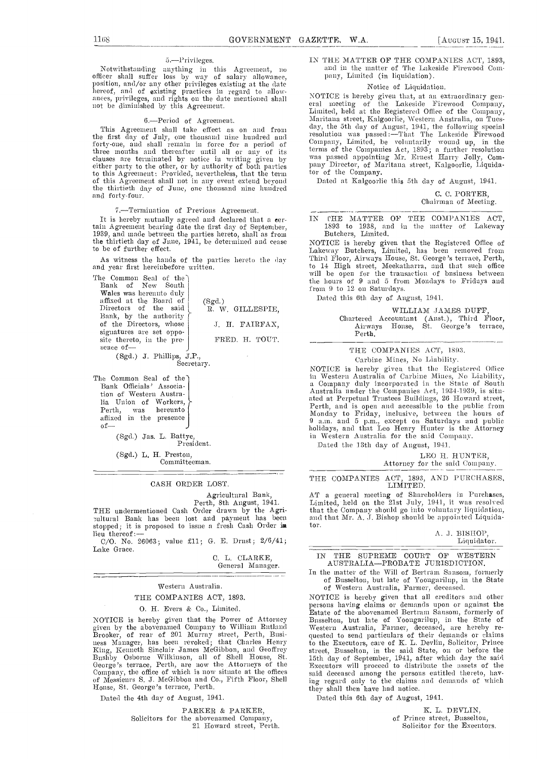### 5.—Privileges.

Notwithstanding anything in this Agreement, no officer shall suffer loss by way of salary allowance, position, and/or any other privileges existing at the date hereof, and of existing practices in regard to allowances, privileges, and rights on the date mentioned shall not be diminished by this Agreement.

### 6.—Period of Agreement.

This Agreement shall take effect as on and from the first day of July, one thousand nine hundred and forty-one, and shall remain in force for a period of three months and thereafter until all or any of its clauses are terminated by notice in writing given by either party to the other, or by authority of both parties to this Agreement: Provided, nevertheless, that the term of this Agreement shall not in any event extend beyond the thirtieth day of June, one thousand nine hundred and forty-four.

### 7.—Termination of Previous Agreement.

It is hereby mutually agreed and declared that a certain Agreement bearing date the first day of September, 1939, and made between the parties hereto, shall as from the thirtieth day of June, 1941, be determined and cease to be of further effect.

As witness the hands of the parties hereto the day and year first hereinbefore written.

The Common Seal of the Bank of New South Wales was hereunto duly affixed at the Board of Directors of the said Bank, by the authority of the Directors, whose signatures are set opposite thereto, in the presence of—

(Sgd.) R. W. GILLESPIE,
J. H. FAIRFAX,
FRED. H. TOUT.

(Sgd.) J. Phillips, J.P.,
Secretary.

The Common Seal of the Bank Officials' Association of Western Australia Union of Workers, Perth, was hereunto affixed in the presence of—

(Sgd.) Jas. L. Battye,
President.

(Sgd.) L. H. Preston,
Committeeman.

---

## CASH ORDER LOST.

Agricultural Bank,
Perth, 8th August, 1941.

THE undermentioned Cash Order drawn by the Agricultural Bank has been lost and payment has been stopped; it is proposed to issue a fresh Cash Order in lieu thereof:—

C/O. No. 26063; value £11; G. E. Drust; 2/6/41; Lake Grace.

C. L. CLARKE,
General Manager.

---

Western Australia.

## THE COMPANIES ACT, 1893.

O. H. Evers & Co., Limited.

NOTICE is hereby given that the Power of Attorney given by the abovenamed Company to William Rutland Brooker, of rear of 201 Murray street, Perth, Business Manager, has been revoked; that Charles Henry King, Kenneth Sinclair James McGibbon, and Geoffrey Bushby Osborne Wilkinson, all of Shell House, St. George's terrace, Perth, are now the Attorneys of the Company, the office of which is now situate at the offices of Messieurs S. J. McGibbon and Co., Fifth Floor, Shell House, St. George's terrace, Perth.

Dated the 4th day of August, 1941.

PARKER & PARKER,
Solicitors for the abovenamed Company,
21 Howard street, Perth.

---

IN THE MATTER OF THE COMPANIES ACT, 1893, and in the matter of The Lakeside Firewood Company, Limited (in liquidation).

Notice of Liquidation.

NOTICE is hereby given that, at an extraordinary general meeting of the Lakeside Firewood Company, Limited, held at the Registered Office of the Company, Maritana street, Kalgoorlie, Western Australia, on Tuesday, the 5th day of August, 1941, the following special resolution was passed:—That The Lakeside Firewood Company, Limited, be voluntarily wound up, in the terms of the Companies Act, 1893; a further resolution was passed appointing Mr. Ernest Harry Jolly, Company Director, of Maritana street, Kalgoorlie, Liquidator of the Company.

Dated at Kalgoorlie this 5th day of August, 1941.

C. C. PORTER,
Chairman of Meeting.

---

IN THE MATTER OF THE COMPANIES ACT, 1893 to 1938, and in the matter of Lakeway Butchers, Limited.

NOTICE is hereby given that the Registered Office of Lakeway Butchers, Limited, has been removed from Third Floor, Airways House, St. George's terrace, Perth, to 14 High street, Meekatharra, and that such office will be open for the transaction of business between the hours of 9 and 5 from Mondays to Fridays and from 9 to 12 on Saturdays.

Dated this 6th day of August, 1941.

WILLIAM JAMES DUFF,
Chartered Accountant (Aust.), Third Floor, Airways House, St. George's terrace, Perth.

---

## THE COMPANIES ACT, 1893.

Carbine Mines, No Liability.

NOTICE is hereby given that the Registered Office in Western Australia of Carbine Mines, No Liability, a Company duly incorporated in the State of South Australia under the Companies Act, 1934-1939, is situated at Perpetual Trustees Buildings, 26 Howard street, Perth, and is open and accessible to the public from Monday to Friday, inclusive, between the hours of 9 a.m. and 5 p.m., except on Saturdays and public holidays, and that Leo Henry Hunter is the Attorney in Western Australia for the said Company.

Dated the 13th day of August, 1941.

LEO H. HUNTER,
Attorney for the said Company.

---

## THE COMPANIES ACT, 1893, AND PURCHASES, LIMITED.

AT a general meeting of Shareholders in Purchases, Limited, held on the 21st July, 1941, it was resolved that the Company should go into voluntary liquidation, and that Mr. A. J. Bishop should be appointed Liquidator.

A. J. BISHOP,
Liquidator.

---

## IN THE SUPREME COURT OF WESTERN AUSTRALIA—PROBATE JURISDICTION.

In the matter of the Will of Bertram Sansom, formerly of Busselton, but late of Yoongarilup, in the State of Western Australia, Farmer, deceased.

NOTICE is hereby given that all creditors and other persons having claims or demands upon or against the Estate of the abovenamed Bertram Sansom, formerly of Busselton, but late of Yoongarilup, in the State of Western Australia, Farmer, deceased, are hereby requested to send particulars of their demands or claims to the Executors, care of K. L. Devlin, Solicitor, Prince street, Busselton, in the said State, on or before the 15th day of September, 1941, after which day the said Executors will proceed to distribute the assets of the said deceased among the persons entitled thereto, having regard only to the claims and demands of which they shall then have had notice.

Dated this 6th day of August, 1941.

K. L. DEVLIN,
of Prince street, Busselton,
Solicitor for the Executors.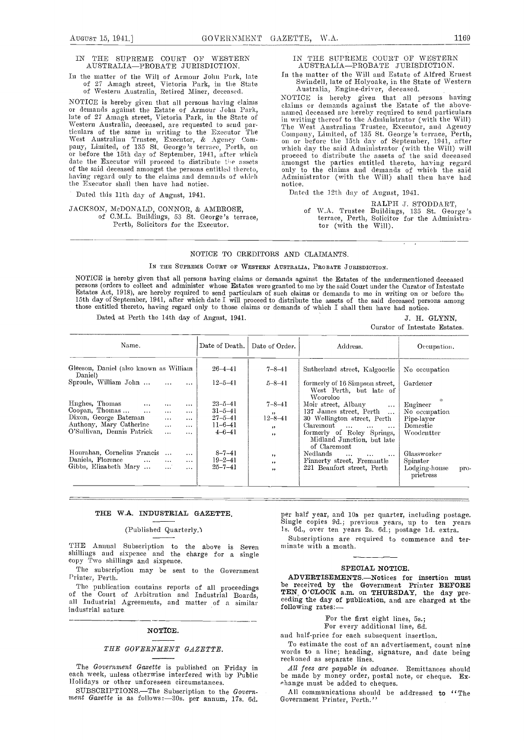IN THE SUPREME COURT OF WESTERN AUSTRALIA—PROBATE JURISDICTION.

In the matter of the Will of Armour John Park, late of 27 Amagh street, Victoria Park, in the State of Western Australia, Retired Miner, deceased.

NOTICE is hereby given that all persons having claims or demands against the Estate of Armour John Park, late of 27 Amagh street, Victoria Park, in the State of Western Australia, deceased, are requested to send particulars of the same in writing to the Executor The West Australian Trustee, Executor, & Agency Company, Limited, of 135 St. George's terrace, Perth, on or before the 15th day of September, 1941, after which date the Executor will proceed to distribute the assets of the said deceased amongst the persons entitled thereto, having regard only to the claims and demands of which the Executor shall then have had notice.

Dated this 11th day of August, 1941.

JACKSON, McDONALD, CONNOR, & AMBROSE,
of C.M.L. Buildings, 53 St. George's terrace, Perth, Solicitors for the Executor.

IN THE SUPREME COURT OF WESTERN AUSTRALIA—PROBATE JURISDICTION.

In the matter of the Will and Estate of Alfred Ernest Swindell, late of Holyoake, in the State of Western Australia, Engine-driver, deceased.

NOTICE is hereby given that all persons having claims or demands against the Estate of the abovenamed deceased are hereby required to send particulars in writing thereof to the Administrator (with the Will) The West Australian Trustee, Executor, and Agency Company, Limited, of 135 St. George's terrace, Perth, on or before the 15th day of September, 1941, after which day the said Administrator (with the Will) will proceed to distribute the assets of the said deceased amongst the parties entitled thereto, having regard only to the claims and demands of which the said Administrator (with the Will) shall then have had notice.

Dated the 12th day of August, 1941.

RALPH J. STODDART,
of W.A. Trustee Buildings, 135 St. George's terrace, Perth, Solicitor for the Administrator (with the Will).

---

## NOTICE TO CREDITORS AND CLAIMANTS.

IN THE SUPREME COURT OF WESTERN AUSTRALIA, PROBATE JURISDICTION.

NOTICE is hereby given that all persons having claims or demands against the Estates of the undermentioned deceased persons (orders to collect and administer whose Estates were granted to me by the said Court under the Curator of Intestate Estates Act, 1918), are hereby required to send particulars of such claims or demands to me in writing on or before the 15th day of September, 1941, after which date I will proceed to distribute the assets of the said deceased persons among those entitled thereto, having regard only to those claims or demands of which I shall then have had notice.

Dated at Perth the 14th day of August, 1941.

J. H. GLYNN,
Curator of Intestate Estates.

| Name. | Date of Death. | Date of Order. | Address. | Occupation. |
|---|---|---|---|---|
| Gleeson, Daniel (also known as William Daniel) | 26–4–41 | 7–8–41 | Sutherland street, Kalgoorlie | No occupation |
| Sproule, William John ... | 12–5–41 | 5–8–41 | formerly of 16 Simpson street, West Perth, but late of Wooroloo | Gardener |
| Hughes, Thomas ... | 23–5–41 | 7–8–41 | Moir street, Albany ... | Engineer |
| Coopan, Thomas ... | 31–5–41 | ,, | 137 James street, Perth ... | No occupation |
| Dixon, George Bateman ... | 27–5–41 | 12–8–41 | 30 Wellington street, Perth | Pipe-layer |
| Anthony, Mary Catherine ... | 11–6–41 | ,, | Claremont ... | Domestic |
| O'Sullivan, Dennis Patrick ... | 4–6–41 | ,, | formerly of Roley Springs, Midland Junction, but late of Claremont | Woodcutter |
| Hourahan, Cornelius Francis ... | 8–7–41 | ,, | Nedlands ... | Glassworker |
| Daniels, Florence ... | 19–2–41 | ,, | Finnerty street, Fremantle | Spinster |
| Gibbs, Elizabeth Mary ... | 25–7–41 | ,, | 221 Beaufort street, Perth | Lodging-house proprietress |

---

### THE W.A. INDUSTRIAL GAZETTE.

(Published Quarterly.)

THE Annual Subscription to the above is Seven shillings and sixpence and the charge for a single copy Two shillings and sixpence.

The subscription may be sent to the Government Printer, Perth.

The publication contains reports of all proceedings of the Court of Arbitration and Industrial Boards, all Industrial Agreements, and matter of a similar industrial nature.

### NOTICE.

#### *THE GOVERNMENT GAZETTE.*

The *Government Gazette* is published on Friday in each week, unless otherwise interfered with by Public Holidays or other unforeseen circumstances.

SUBSCRIPTIONS.—The Subscription to the *Government Gazette* is as follows:—30s. per annum, 17s. 6d. per half year, and 10s per quarter, including postage. Single copies 9d.; previous years, up to ten years 1s. 6d., over ten years 2s. 6d.; postage 1d. extra.

Subscriptions are required to commence and terminate with a month.

### SPECIAL NOTICE.

**ADVERTISEMENTS.—Notices for insertion must** be received by the Government Printer **BEFORE TEN O'CLOCK** a.m. on **THURSDAY**, the day preceding the day of publication, and are charged at the following rates:—

For the first eight lines, 5s.;
For every additional line, 6d.

and half-price for each subsequent insertion.

To estimate the cost of an advertisement, count nine words to a line; heading, signature, and date being reckoned as separate lines.

*All fees are payable in advance.* Remittances should be made by money order, postal note, or cheque. Exchange must be added to cheques.

All communications should be addressed to "The Government Printer, Perth."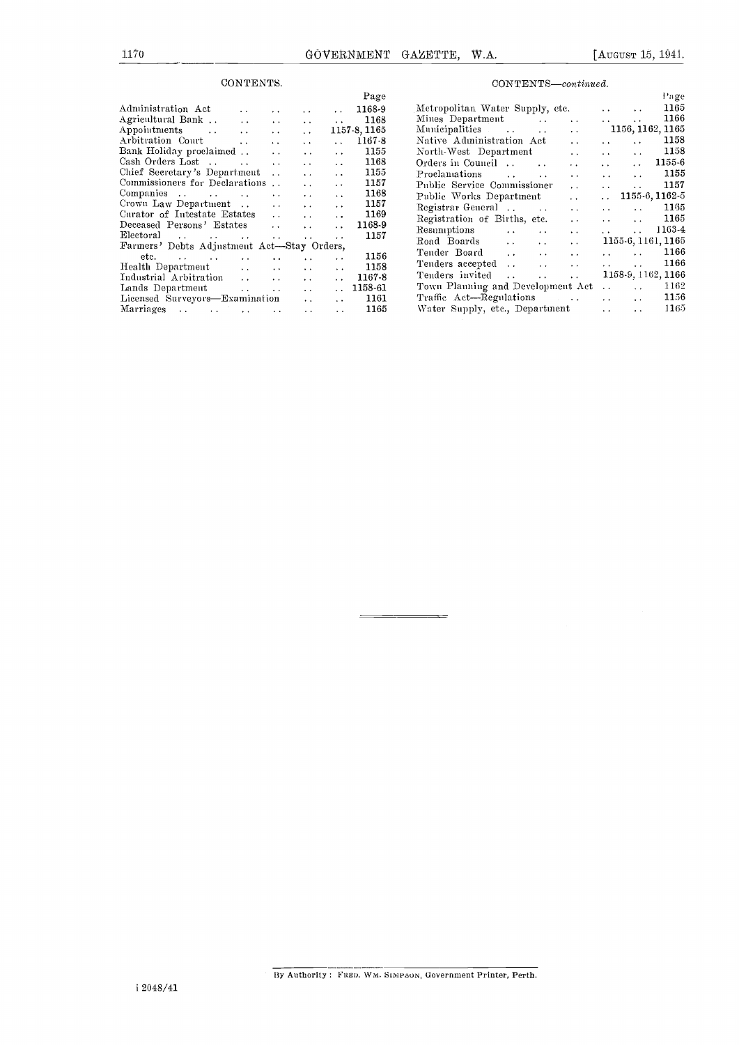## CONTENTS.

| | Page |
|---|---|
| Administration Act | 1168-9 |
| Agricultural Bank | 1168 |
| Appointments | 1157-8, 1165 |
| Arbitration Court | 1167-8 |
| Bank Holiday proclaimed | 1155 |
| Cash Orders Lost | 1168 |
| Chief Secretary's Department | 1155 |
| Commissioners for Declarations | 1157 |
| Companies | 1168 |
| Crown Law Department | 1157 |
| Curator of Intestate Estates | 1169 |
| Deceased Persons' Estates | 1168-9 |
| Electoral | 1157 |
| Farmers' Debts Adjustment Act—Stay Orders, etc. | 1156 |
| Health Department | 1158 |
| Industrial Arbitration | 1167-8 |
| Lands Department | 1158-61 |
| Licensed Surveyors—Examination | 1161 |
| Marriages | 1165 |
| Metropolitan Water Supply, etc. | 1165 |
| Mines Department | 1166 |
| Municipalities | 1156, 1162, 1165 |
| Native Administration Act | 1158 |
| North-West Department | 1158 |
| Orders in Council | 1155-6 |
| Proclamations | 1155 |
| Public Service Commissioner | 1157 |
| Public Works Department | 1155-6, 1162-5 |
| Registrar General | 1165 |
| Registration of Births, etc. | 1165 |
| Resumptions | 1163-4 |
| Road Boards | 1155-6, 1161, 1165 |
| Tender Board | 1166 |
| Tenders accepted | 1166 |
| Tenders invited | 1158-9, 1162, 1166 |
| Town Planning and Development Act | 1162 |
| Traffic Act—Regulations | 1156 |
| Water Supply, etc., Department | 1165 |

By Authority: FRED. WM. SIMPSON, Government Printer, Perth.

i 2048/41